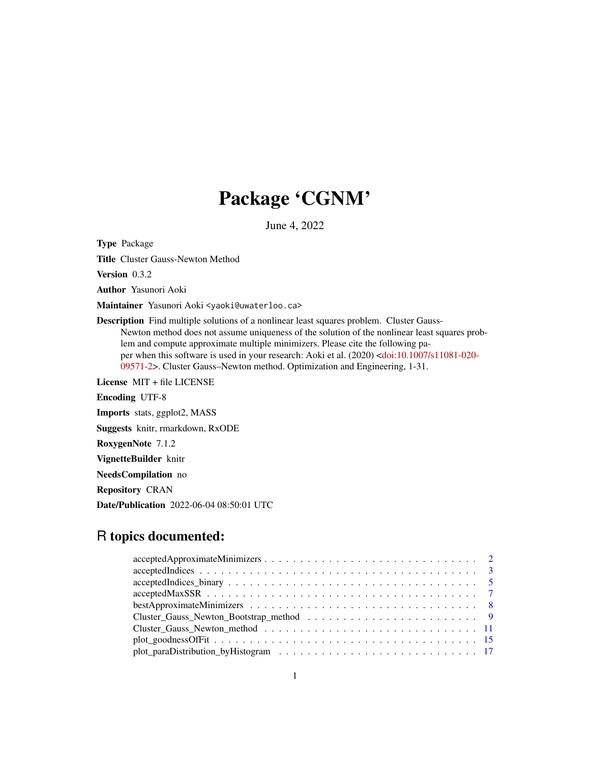# Package 'CGNM'

June 4, 2022

**Type** Package

**Title** Cluster Gauss-Newton Method

**Version** 0.3.2

**Author** Yasunori Aoki

**Maintainer** Yasunori Aoki <yaoki@uwaterloo.ca>

**Description** Find multiple solutions of a nonlinear least squares problem. Cluster Gauss-Newton method does not assume uniqueness of the solution of the nonlinear least squares problem and compute approximate multiple minimizers. Please cite the following paper when this software is used in your research: Aoki et al. (2020) <doi:10.1007/s11081-020-09571-2>. Cluster Gauss–Newton method. Optimization and Engineering, 1-31.

**License** MIT + file LICENSE

**Encoding** UTF-8

**Imports** stats, ggplot2, MASS

**Suggests** knitr, rmarkdown, RxODE

**RoxygenNote** 7.1.2

**VignetteBuilder** knitr

**NeedsCompilation** no

**Repository** CRAN

**Date/Publication** 2022-06-04 08:50:01 UTC

## R topics documented:

| | |
|---|---|
| acceptedApproximateMinimizers | 2 |
| acceptedIndices | 3 |
| acceptedIndices_binary | 5 |
| acceptedMaxSSR | 7 |
| bestApproximateMinimizers | 8 |
| Cluster_Gauss_Newton_Bootstrap_method | 9 |
| Cluster_Gauss_Newton_method | 11 |
| plot_goodnessOfFit | 15 |
| plot_paraDistribution_byHistogram | 17 |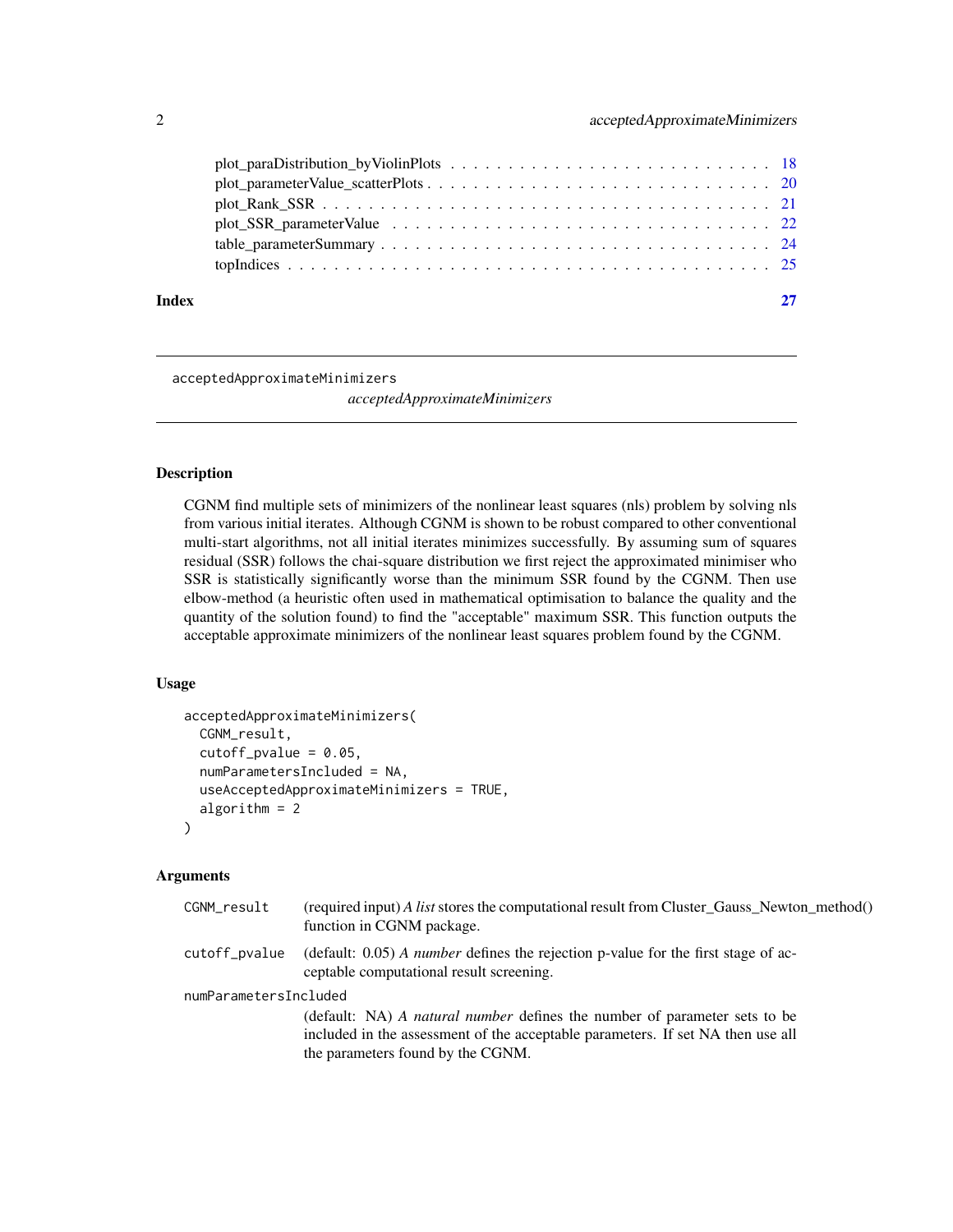plot_paraDistribution_byViolinPlots . . . . . . . . . . . . . . . . . . . . . . . . . . . 18
plot_parameterValue_scatterPlots . . . . . . . . . . . . . . . . . . . . . . . . . . . . . 20
plot_Rank_SSR . . . . . . . . . . . . . . . . . . . . . . . . . . . . . . . . . . . . . . 21
plot_SSR_parameterValue . . . . . . . . . . . . . . . . . . . . . . . . . . . . . . . . . 22
table_parameterSummary . . . . . . . . . . . . . . . . . . . . . . . . . . . . . . . . . . 24
topIndices . . . . . . . . . . . . . . . . . . . . . . . . . . . . . . . . . . . . . . . . . 25

**Index** 27

---

`acceptedApproximateMinimizers`

*acceptedApproximateMinimizers*

---

### Description

CGNM find multiple sets of minimizers of the nonlinear least squares (nls) problem by solving nls from various initial iterates. Although CGNM is shown to be robust compared to other conventional multi-start algorithms, not all initial iterates minimizes successfully. By assuming sum of squares residual (SSR) follows the chai-square distribution we first reject the approximated minimiser who SSR is statistically significantly worse than the minimum SSR found by the CGNM. Then use elbow-method (a heuristic often used in mathematical optimisation to balance the quality and the quantity of the solution found) to find the "acceptable" maximum SSR. This function outputs the acceptable approximate minimizers of the nonlinear least squares problem found by the CGNM.

### Usage

```
acceptedApproximateMinimizers(
  CGNM_result,
  cutoff_pvalue = 0.05,
  numParametersIncluded = NA,
  useAcceptedApproximateMinimizers = TRUE,
  algorithm = 2
)
```

### Arguments

`CGNM_result` (required input) *A list* stores the computational result from Cluster_Gauss_Newton_method() function in CGNM package.

`cutoff_pvalue` (default: 0.05) *A number* defines the rejection p-value for the first stage of acceptable computational result screening.

`numParametersIncluded` (default: NA) *A natural number* defines the number of parameter sets to be included in the assessment of the acceptable parameters. If set NA then use all the parameters found by the CGNM.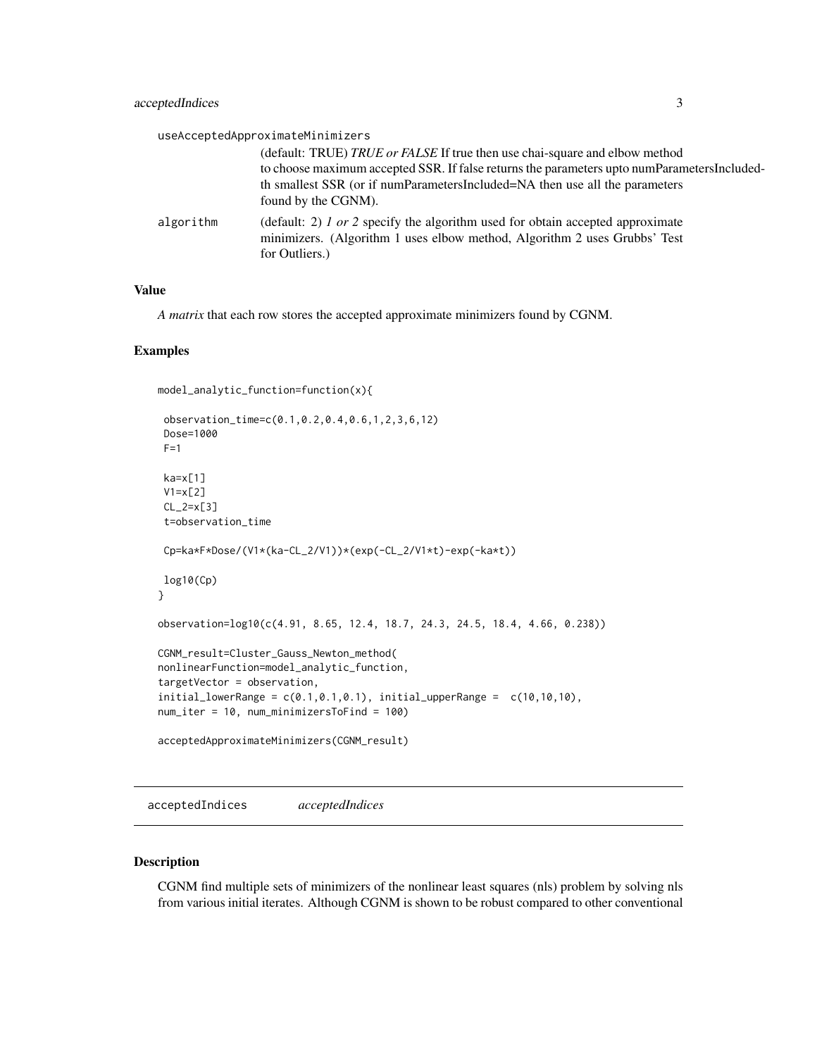useAcceptedApproximateMinimizers

(default: TRUE) *TRUE or FALSE* If true then use chai-square and elbow method to choose maximum accepted SSR. If false returns the parameters upto numParametersIncluded-th smallest SSR (or if numParametersIncluded=NA then use all the parameters found by the CGNM).

algorithm

(default: 2) *1 or 2* specify the algorithm used for obtain accepted approximate minimizers. (Algorithm 1 uses elbow method, Algorithm 2 uses Grubbs' Test for Outliers.)

### Value

*A matrix* that each row stores the accepted approximate minimizers found by CGNM.

### Examples

```
model_analytic_function=function(x){

 observation_time=c(0.1,0.2,0.4,0.6,1,2,3,6,12)
 Dose=1000
 F=1

 ka=x[1]
 V1=x[2]
 CL_2=x[3]
 t=observation_time

 Cp=ka*F*Dose/(V1*(ka-CL_2/V1))*(exp(-CL_2/V1*t)-exp(-ka*t))

 log10(Cp)
}

observation=log10(c(4.91, 8.65, 12.4, 18.7, 24.3, 24.5, 18.4, 4.66, 0.238))

CGNM_result=Cluster_Gauss_Newton_method(
nonlinearFunction=model_analytic_function,
targetVector = observation,
initial_lowerRange = c(0.1,0.1,0.1), initial_upperRange =  c(10,10,10),
num_iter = 10, num_minimizersToFind = 100)

acceptedApproximateMinimizers(CGNM_result)
```

## acceptedIndices *acceptedIndices*

### Description

CGNM find multiple sets of minimizers of the nonlinear least squares (nls) problem by solving nls from various initial iterates. Although CGNM is shown to be robust compared to other conventional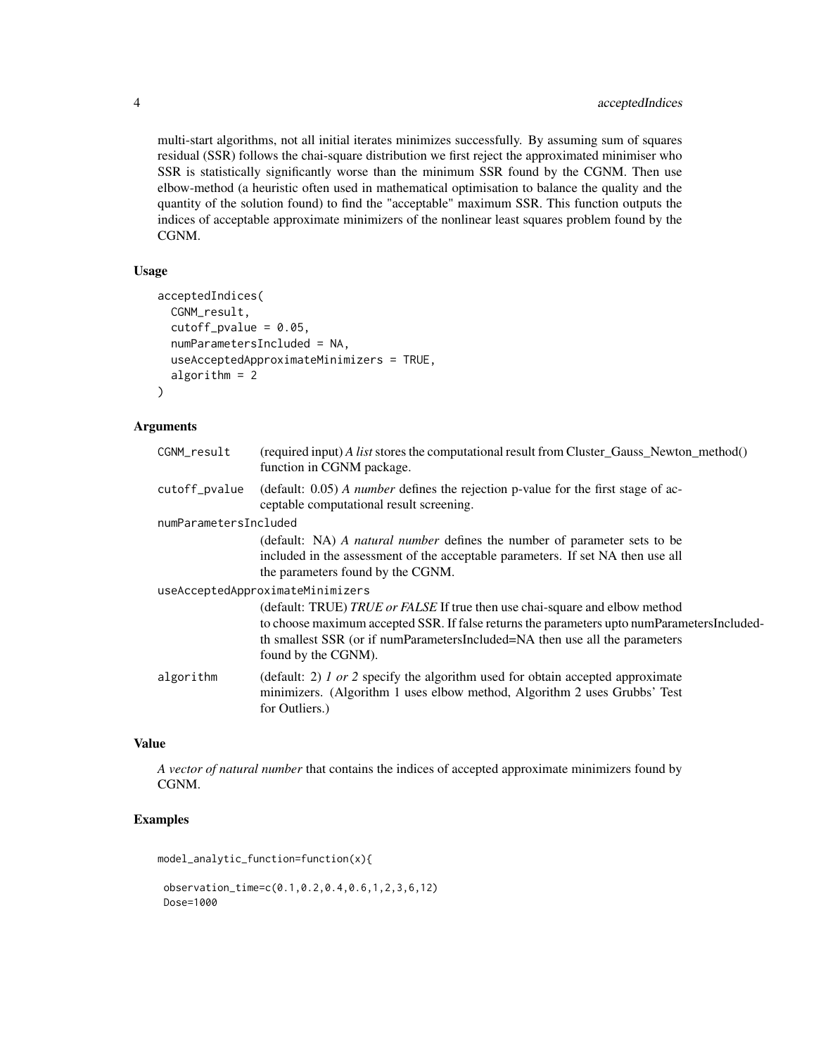multi-start algorithms, not all initial iterates minimizes successfully. By assuming sum of squares residual (SSR) follows the chai-square distribution we first reject the approximated minimiser who SSR is statistically significantly worse than the minimum SSR found by the CGNM. Then use elbow-method (a heuristic often used in mathematical optimisation to balance the quality and the quantity of the solution found) to find the "acceptable" maximum SSR. This function outputs the indices of acceptable approximate minimizers of the nonlinear least squares problem found by the CGNM.

### Usage

```
acceptedIndices(
  CGNM_result,
  cutoff_pvalue = 0.05,
  numParametersIncluded = NA,
  useAcceptedApproximateMinimizers = TRUE,
  algorithm = 2
)
```

### Arguments

`CGNM_result` (required input) *A list* stores the computational result from Cluster_Gauss_Newton_method() function in CGNM package.

`cutoff_pvalue` (default: 0.05) *A number* defines the rejection p-value for the first stage of acceptable computational result screening.

`numParametersIncluded` (default: NA) *A natural number* defines the number of parameter sets to be included in the assessment of the acceptable parameters. If set NA then use all the parameters found by the CGNM.

`useAcceptedApproximateMinimizers` (default: TRUE) *TRUE or FALSE* If true then use chai-square and elbow method to choose maximum accepted SSR. If false returns the parameters upto numParametersIncluded-th smallest SSR (or if numParametersIncluded=NA then use all the parameters found by the CGNM).

`algorithm` (default: 2) *1 or 2* specify the algorithm used for obtain accepted approximate minimizers. (Algorithm 1 uses elbow method, Algorithm 2 uses Grubbs' Test for Outliers.)

### Value

*A vector of natural number* that contains the indices of accepted approximate minimizers found by CGNM.

### Examples

```
model_analytic_function=function(x){

 observation_time=c(0.1,0.2,0.4,0.6,1,2,3,6,12)
 Dose=1000
```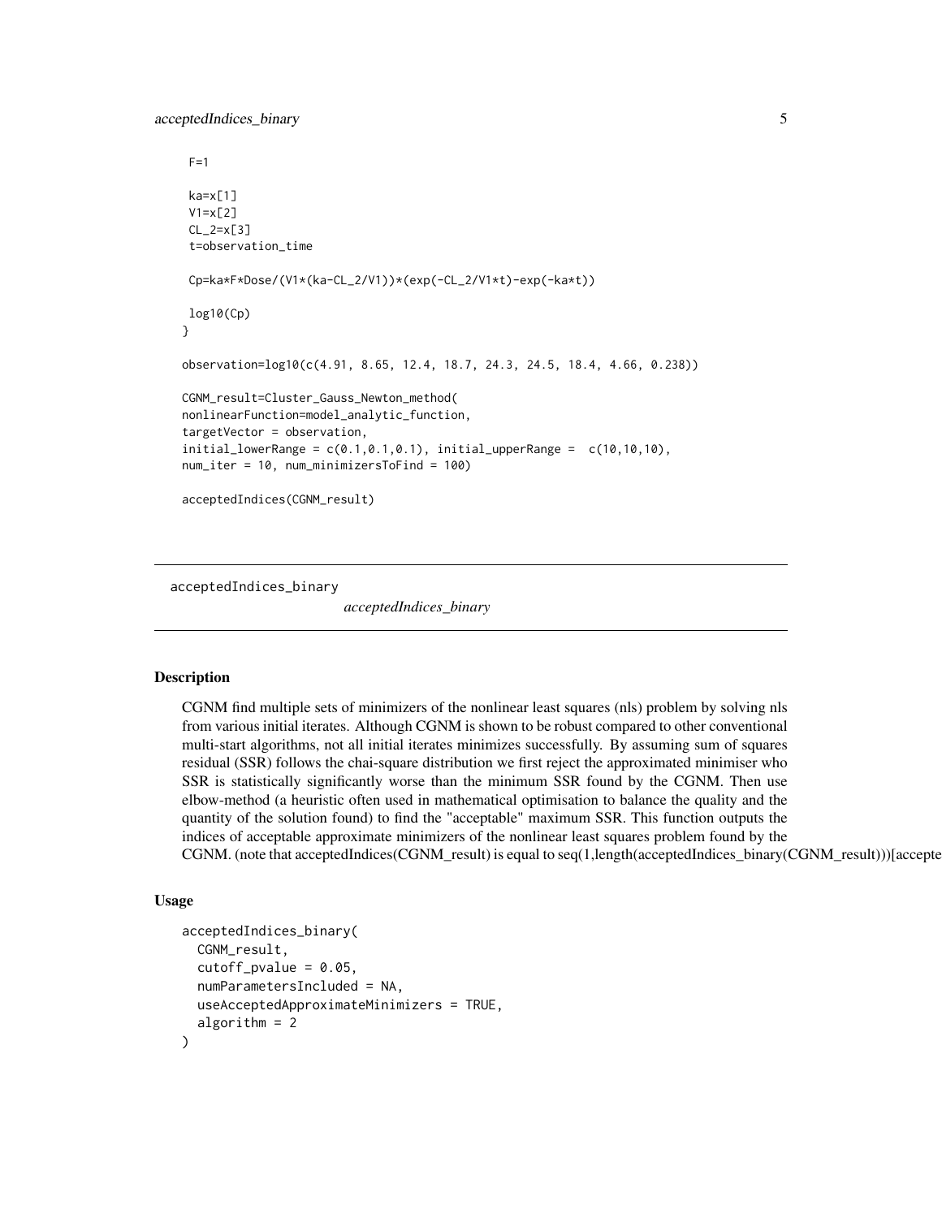```
 F=1

 ka=x[1]
 V1=x[2]
 CL_2=x[3]
 t=observation_time

 Cp=ka*F*Dose/(V1*(ka-CL_2/V1))*(exp(-CL_2/V1*t)-exp(-ka*t))

 log10(Cp)
}

observation=log10(c(4.91, 8.65, 12.4, 18.7, 24.3, 24.5, 18.4, 4.66, 0.238))

CGNM_result=Cluster_Gauss_Newton_method(
nonlinearFunction=model_analytic_function,
targetVector = observation,
initial_lowerRange = c(0.1,0.1,0.1), initial_upperRange =  c(10,10,10),
num_iter = 10, num_minimizersToFind = 100)

acceptedIndices(CGNM_result)
```

## acceptedIndices_binary

*acceptedIndices_binary*

### Description

CGNM find multiple sets of minimizers of the nonlinear least squares (nls) problem by solving nls from various initial iterates. Although CGNM is shown to be robust compared to other conventional multi-start algorithms, not all initial iterates minimizes successfully. By assuming sum of squares residual (SSR) follows the chai-square distribution we first reject the approximated minimiser who SSR is statistically significantly worse than the minimum SSR found by the CGNM. Then use elbow-method (a heuristic often used in mathematical optimisation to balance the quality and the quantity of the solution found) to find the "acceptable" maximum SSR. This function outputs the indices of acceptable approximate minimizers of the nonlinear least squares problem found by the CGNM. (note that acceptedIndices(CGNM_result) is equal to seq(1,length(acceptedIndices_binary(CGNM_result)))[accepte

### Usage

```
acceptedIndices_binary(
  CGNM_result,
  cutoff_pvalue = 0.05,
  numParametersIncluded = NA,
  useAcceptedApproximateMinimizers = TRUE,
  algorithm = 2
)
```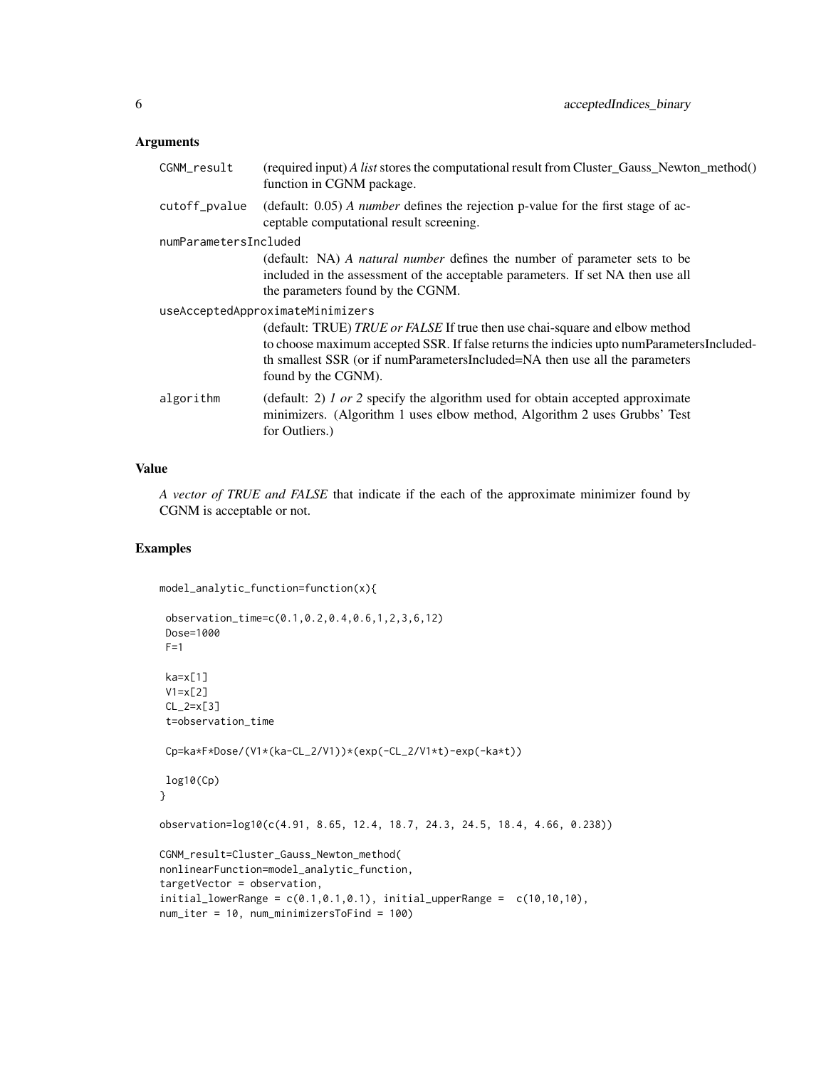### Arguments

| | |
|---|---|
| CGNM_result | (required input) *A list* stores the computational result from Cluster_Gauss_Newton_method() function in CGNM package. |
| cutoff_pvalue | (default: 0.05) *A number* defines the rejection p-value for the first stage of acceptable computational result screening. |
| numParametersIncluded | (default: NA) *A natural number* defines the number of parameter sets to be included in the assessment of the acceptable parameters. If set NA then use all the parameters found by the CGNM. |
| useAcceptedApproximateMinimizers | (default: TRUE) *TRUE or FALSE* If true then use chai-square and elbow method to choose maximum accepted SSR. If false returns the indicies upto numParametersIncluded-th smallest SSR (or if numParametersIncluded=NA then use all the parameters found by the CGNM). |
| algorithm | (default: 2) *1 or 2* specify the algorithm used for obtain accepted approximate minimizers. (Algorithm 1 uses elbow method, Algorithm 2 uses Grubbs' Test for Outliers.) |

### Value

*A vector of TRUE and FALSE* that indicate if the each of the approximate minimizer found by CGNM is acceptable or not.

### Examples

```
model_analytic_function=function(x){

 observation_time=c(0.1,0.2,0.4,0.6,1,2,3,6,12)
 Dose=1000
 F=1

 ka=x[1]
 V1=x[2]
 CL_2=x[3]
 t=observation_time

 Cp=ka*F*Dose/(V1*(ka-CL_2/V1))*(exp(-CL_2/V1*t)-exp(-ka*t))

 log10(Cp)
}

observation=log10(c(4.91, 8.65, 12.4, 18.7, 24.3, 24.5, 18.4, 4.66, 0.238))

CGNM_result=Cluster_Gauss_Newton_method(
nonlinearFunction=model_analytic_function,
targetVector = observation,
initial_lowerRange = c(0.1,0.1,0.1), initial_upperRange =  c(10,10,10),
num_iter = 10, num_minimizersToFind = 100)
```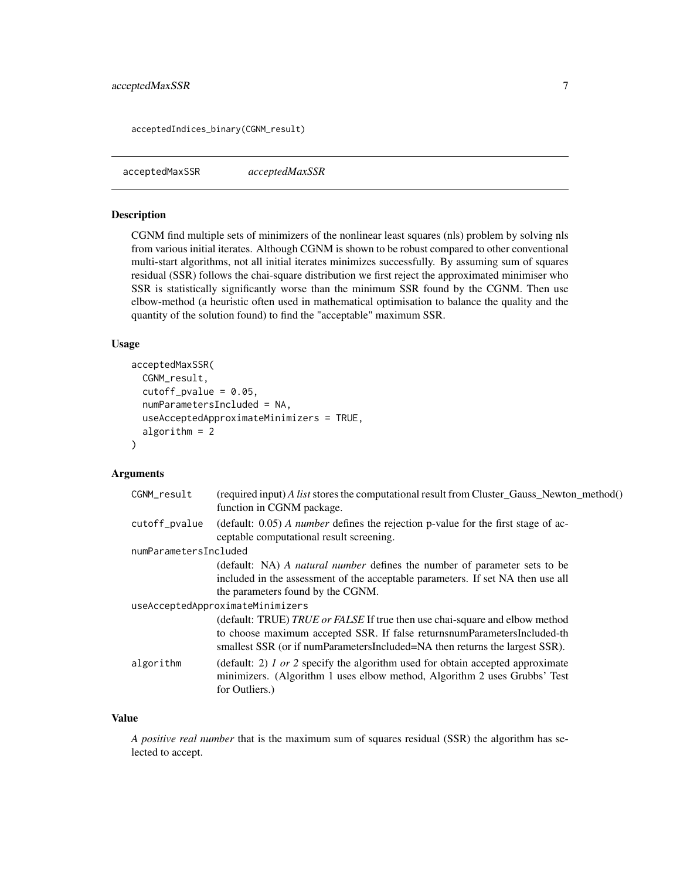```
acceptedIndices_binary(CGNM_result)
```

## acceptedMaxSSR *acceptedMaxSSR*

### Description

CGNM find multiple sets of minimizers of the nonlinear least squares (nls) problem by solving nls from various initial iterates. Although CGNM is shown to be robust compared to other conventional multi-start algorithms, not all initial iterates minimizes successfully. By assuming sum of squares residual (SSR) follows the chai-square distribution we first reject the approximated minimiser who SSR is statistically significantly worse than the minimum SSR found by the CGNM. Then use elbow-method (a heuristic often used in mathematical optimisation to balance the quality and the quantity of the solution found) to find the "acceptable" maximum SSR.

### Usage

```
acceptedMaxSSR(
  CGNM_result,
  cutoff_pvalue = 0.05,
  numParametersIncluded = NA,
  useAcceptedApproximateMinimizers = TRUE,
  algorithm = 2
)
```

### Arguments

| | |
|---|---|
| `CGNM_result` | (required input) *A list* stores the computational result from Cluster_Gauss_Newton_method() function in CGNM package. |
| `cutoff_pvalue` | (default: 0.05) *A number* defines the rejection p-value for the first stage of acceptable computational result screening. |
| `numParametersIncluded` | (default: NA) *A natural number* defines the number of parameter sets to be included in the assessment of the acceptable parameters. If set NA then use all the parameters found by the CGNM. |
| `useAcceptedApproximateMinimizers` | (default: TRUE) *TRUE or FALSE* If true then use chai-square and elbow method to choose maximum accepted SSR. If false returnsnumParametersIncluded-th smallest SSR (or if numParametersIncluded=NA then returns the largest SSR). |
| `algorithm` | (default: 2) *1 or 2* specify the algorithm used for obtain accepted approximate minimizers. (Algorithm 1 uses elbow method, Algorithm 2 uses Grubbs' Test for Outliers.) |

### Value

*A positive real number* that is the maximum sum of squares residual (SSR) the algorithm has selected to accept.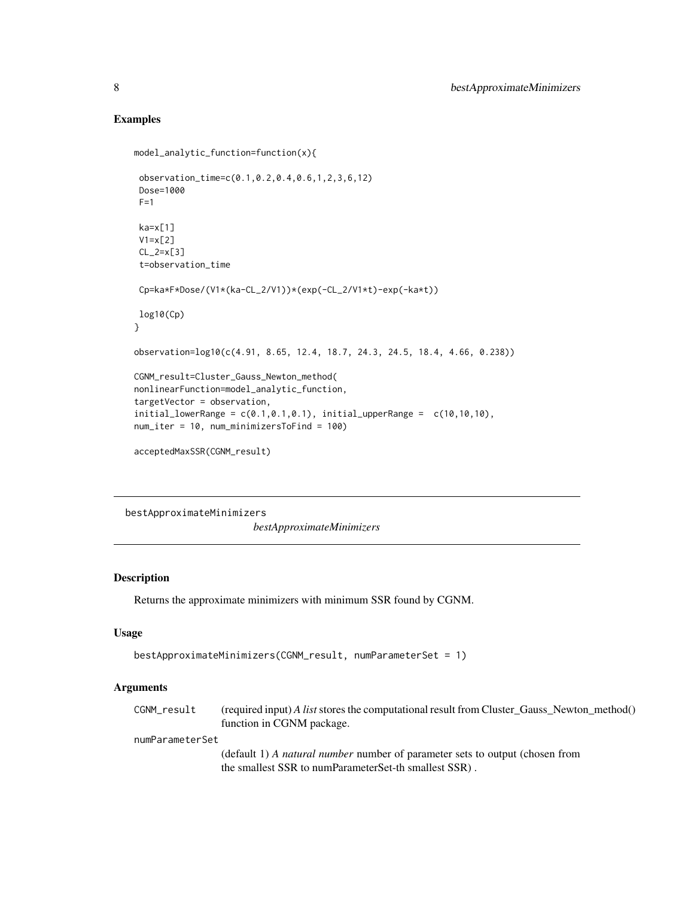## Examples

```
model_analytic_function=function(x){

 observation_time=c(0.1,0.2,0.4,0.6,1,2,3,6,12)
 Dose=1000
 F=1

 ka=x[1]
 V1=x[2]
 CL_2=x[3]
 t=observation_time

 Cp=ka*F*Dose/(V1*(ka-CL_2/V1))*(exp(-CL_2/V1*t)-exp(-ka*t))

 log10(Cp)
}

observation=log10(c(4.91, 8.65, 12.4, 18.7, 24.3, 24.5, 18.4, 4.66, 0.238))

CGNM_result=Cluster_Gauss_Newton_method(
nonlinearFunction=model_analytic_function,
targetVector = observation,
initial_lowerRange = c(0.1,0.1,0.1), initial_upperRange =  c(10,10,10),
num_iter = 10, num_minimizersToFind = 100)

acceptedMaxSSR(CGNM_result)
```

---

# bestApproximateMinimizers

*bestApproximateMinimizers*

---

## Description

Returns the approximate minimizers with minimum SSR found by CGNM.

## Usage

```
bestApproximateMinimizers(CGNM_result, numParameterSet = 1)
```

## Arguments

| | |
|---|---|
| CGNM_result | (required input) *A list* stores the computational result from Cluster_Gauss_Newton_method() function in CGNM package. |
| numParameterSet | (default 1) *A natural number* number of parameter sets to output (chosen from the smallest SSR to numParameterSet-th smallest SSR) . |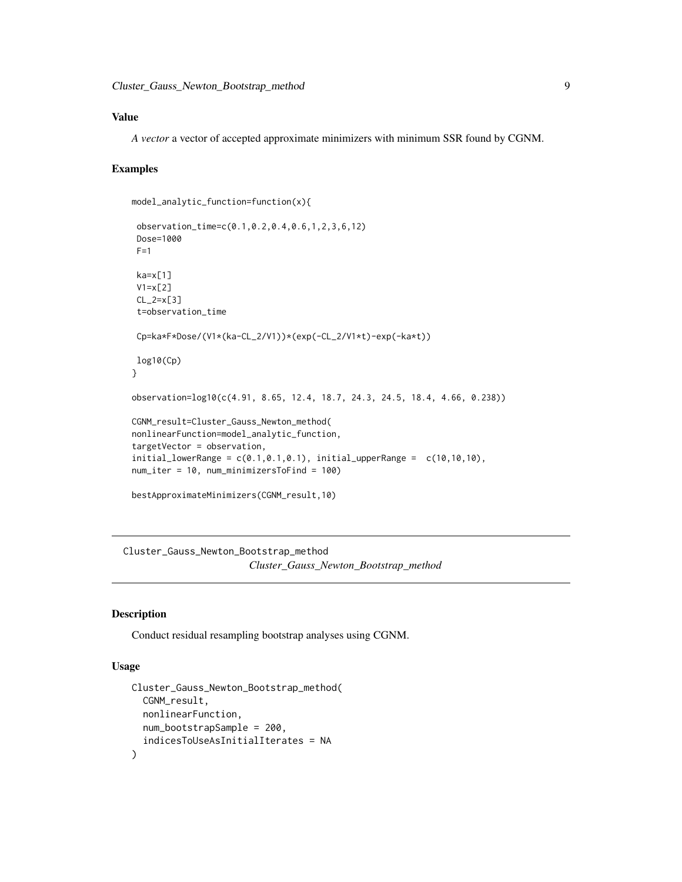### Value

*A vector* a vector of accepted approximate minimizers with minimum SSR found by CGNM.

### Examples

```
model_analytic_function=function(x){

 observation_time=c(0.1,0.2,0.4,0.6,1,2,3,6,12)
 Dose=1000
 F=1

 ka=x[1]
 V1=x[2]
 CL_2=x[3]
 t=observation_time

 Cp=ka*F*Dose/(V1*(ka-CL_2/V1))*(exp(-CL_2/V1*t)-exp(-ka*t))

 log10(Cp)
}

observation=log10(c(4.91, 8.65, 12.4, 18.7, 24.3, 24.5, 18.4, 4.66, 0.238))

CGNM_result=Cluster_Gauss_Newton_method(
nonlinearFunction=model_analytic_function,
targetVector = observation,
initial_lowerRange = c(0.1,0.1,0.1), initial_upperRange =  c(10,10,10),
num_iter = 10, num_minimizersToFind = 100)

bestApproximateMinimizers(CGNM_result,10)
```

## Cluster_Gauss_Newton_Bootstrap_method

*Cluster_Gauss_Newton_Bootstrap_method*

### Description

Conduct residual resampling bootstrap analyses using CGNM.

### Usage

```
Cluster_Gauss_Newton_Bootstrap_method(
  CGNM_result,
  nonlinearFunction,
  num_bootstrapSample = 200,
  indicesToUseAsInitialIterates = NA
)
```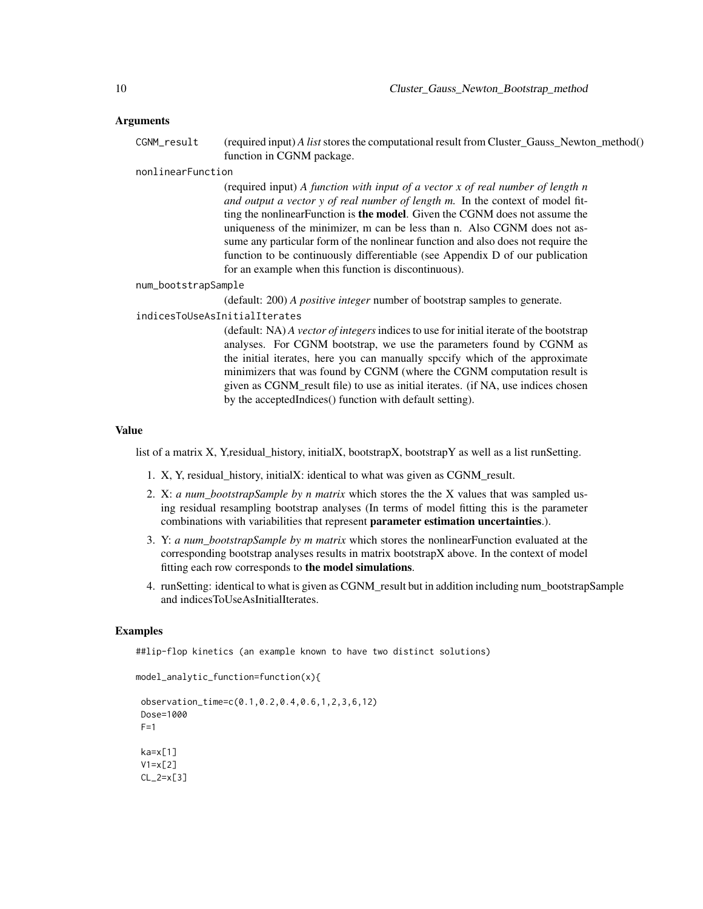### Arguments

`CGNM_result` (required input) *A list* stores the computational result from Cluster_Gauss_Newton_method() function in CGNM package.

`nonlinearFunction` (required input) *A function with input of a vector x of real number of length n and output a vector y of real number of length m.* In the context of model fitting the nonlinearFunction is **the model**. Given the CGNM does not assume the uniqueness of the minimizer, m can be less than n. Also CGNM does not assume any particular form of the nonlinear function and also does not require the function to be continuously differentiable (see Appendix D of our publication for an example when this function is discontinuous).

`num_bootstrapSample` (default: 200) *A positive integer* number of bootstrap samples to generate.

`indicesToUseAsInitialIterates` (default: NA) *A vector of integers* indices to use for initial iterate of the bootstrap analyses. For CGNM bootstrap, we use the parameters found by CGNM as the initial iterates, here you can manually spccify which of the approximate minimizers that was found by CGNM (where the CGNM computation result is given as CGNM_result file) to use as initial iterates. (if NA, use indices chosen by the acceptedIndices() function with default setting).

### Value

list of a matrix X, Y,residual_history, initialX, bootstrapX, bootstrapY as well as a list runSetting.

1. X, Y, residual_history, initialX: identical to what was given as CGNM_result.
2. X: *a num_bootstrapSample by n matrix* which stores the the X values that was sampled using residual resampling bootstrap analyses (In terms of model fitting this is the parameter combinations with variabilities that represent **parameter estimation uncertainties**.).
3. Y: *a num_bootstrapSample by m matrix* which stores the nonlinearFunction evaluated at the corresponding bootstrap analyses results in matrix bootstrapX above. In the context of model fitting each row corresponds to **the model simulations**.
4. runSetting: identical to what is given as CGNM_result but in addition including num_bootstrapSample and indicesToUseAsInitialIterates.

### Examples

```
##lip-flop kinetics (an example known to have two distinct solutions)

model_analytic_function=function(x){

 observation_time=c(0.1,0.2,0.4,0.6,1,2,3,6,12)
 Dose=1000
 F=1

 ka=x[1]
 V1=x[2]
 CL_2=x[3]
```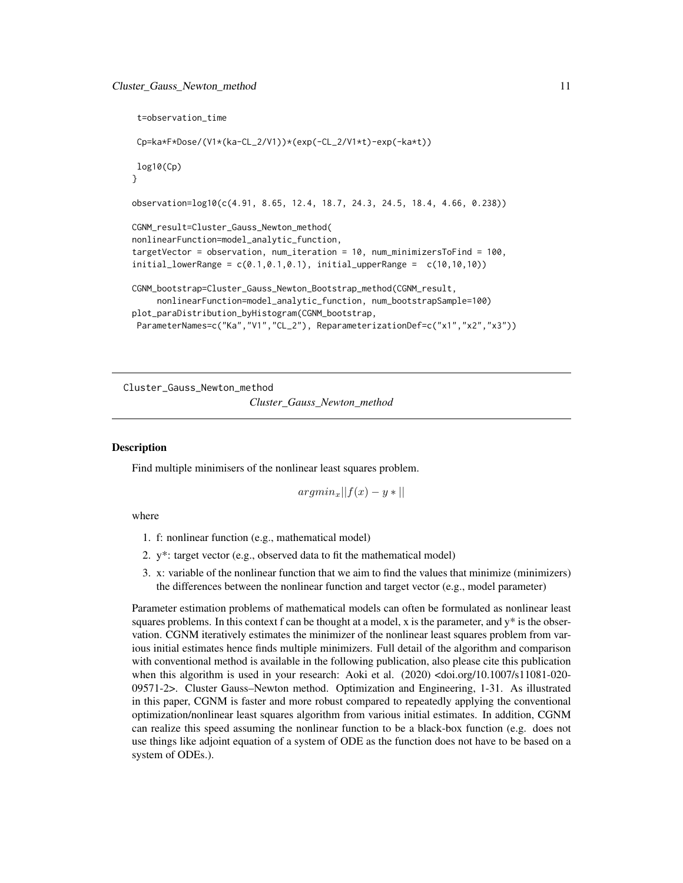```
 t=observation_time

 Cp=ka*F*Dose/(V1*(ka-CL_2/V1))*(exp(-CL_2/V1*t)-exp(-ka*t))

 log10(Cp)
}

observation=log10(c(4.91, 8.65, 12.4, 18.7, 24.3, 24.5, 18.4, 4.66, 0.238))

CGNM_result=Cluster_Gauss_Newton_method(
nonlinearFunction=model_analytic_function,
targetVector = observation, num_iteration = 10, num_minimizersToFind = 100,
initial_lowerRange = c(0.1,0.1,0.1), initial_upperRange =  c(10,10,10))

CGNM_bootstrap=Cluster_Gauss_Newton_Bootstrap_method(CGNM_result,
     nonlinearFunction=model_analytic_function, num_bootstrapSample=100)
plot_paraDistribution_byHistogram(CGNM_bootstrap,
 ParameterNames=c("Ka","V1","CL_2"), ReparameterizationDef=c("x1","x2","x3"))
```

## Cluster_Gauss_Newton_method

*Cluster_Gauss_Newton_method*

### Description

Find multiple minimisers of the nonlinear least squares problem.

$$argmin_x||f(x) - y*||$$

where

1. f: nonlinear function (e.g., mathematical model)
2. y*: target vector (e.g., observed data to fit the mathematical model)
3. x: variable of the nonlinear function that we aim to find the values that minimize (minimizers) the differences between the nonlinear function and target vector (e.g., model parameter)

Parameter estimation problems of mathematical models can often be formulated as nonlinear least squares problems. In this context f can be thought at a model, x is the parameter, and y* is the observation. CGNM iteratively estimates the minimizer of the nonlinear least squares problem from various initial estimates hence finds multiple minimizers. Full detail of the algorithm and comparison with conventional method is available in the following publication, also please cite this publication when this algorithm is used in your research: Aoki et al. (2020) <doi.org/10.1007/s11081-020-09571-2>. Cluster Gauss–Newton method. Optimization and Engineering, 1-31. As illustrated in this paper, CGNM is faster and more robust compared to repeatedly applying the conventional optimization/nonlinear least squares algorithm from various initial estimates. In addition, CGNM can realize this speed assuming the nonlinear function to be a black-box function (e.g. does not use things like adjoint equation of a system of ODE as the function does not have to be based on a system of ODEs.).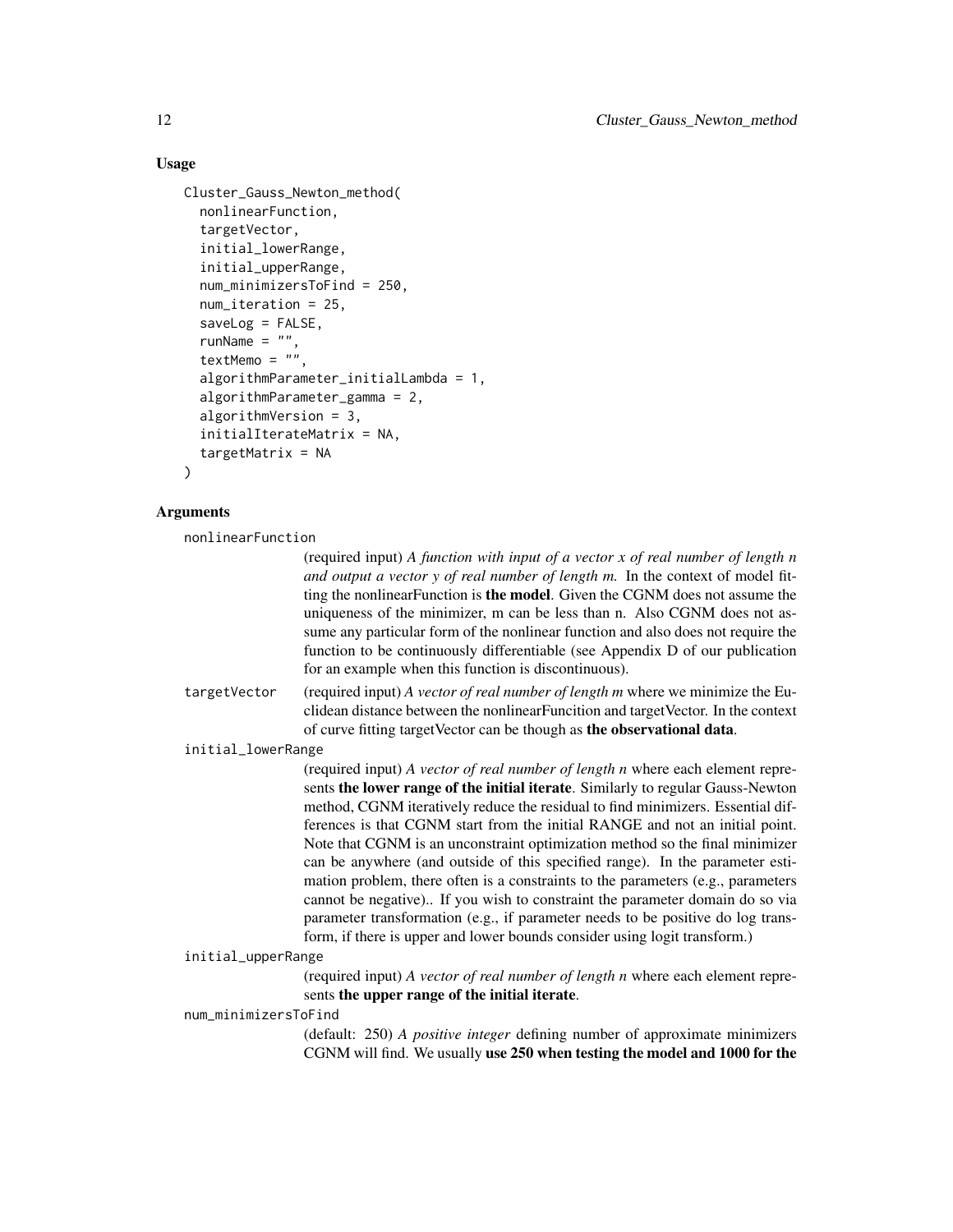## Usage

```
Cluster_Gauss_Newton_method(
  nonlinearFunction,
  targetVector,
  initial_lowerRange,
  initial_upperRange,
  num_minimizersToFind = 250,
  num_iteration = 25,
  saveLog = FALSE,
  runName = "",
  textMemo = "",
  algorithmParameter_initialLambda = 1,
  algorithmParameter_gamma = 2,
  algorithmVersion = 3,
  initialIterateMatrix = NA,
  targetMatrix = NA
)
```

## Arguments

`nonlinearFunction`
: (required input) *A function with input of a vector x of real number of length n and output a vector y of real number of length m.* In the context of model fitting the nonlinearFunction is **the model**. Given the CGNM does not assume the uniqueness of the minimizer, m can be less than n. Also CGNM does not assume any particular form of the nonlinear function and also does not require the function to be continuously differentiable (see Appendix D of our publication for an example when this function is discontinuous).

`targetVector`
: (required input) *A vector of real number of length m* where we minimize the Euclidean distance between the nonlinearFuncition and targetVector. In the context of curve fitting targetVector can be though as **the observational data**.

`initial_lowerRange`
: (required input) *A vector of real number of length n* where each element represents **the lower range of the initial iterate**. Similarly to regular Gauss-Newton method, CGNM iteratively reduce the residual to find minimizers. Essential differences is that CGNM start from the initial RANGE and not an initial point. Note that CGNM is an unconstraint optimization method so the final minimizer can be anywhere (and outside of this specified range). In the parameter estimation problem, there often is a constraints to the parameters (e.g., parameters cannot be negative).. If you wish to constraint the parameter domain do so via parameter transformation (e.g., if parameter needs to be positive do log transform, if there is upper and lower bounds consider using logit transform.)

`initial_upperRange`
: (required input) *A vector of real number of length n* where each element represents **the upper range of the initial iterate**.

`num_minimizersToFind`
: (default: 250) *A positive integer* defining number of approximate minimizers CGNM will find. We usually **use 250 when testing the model and 1000 for the**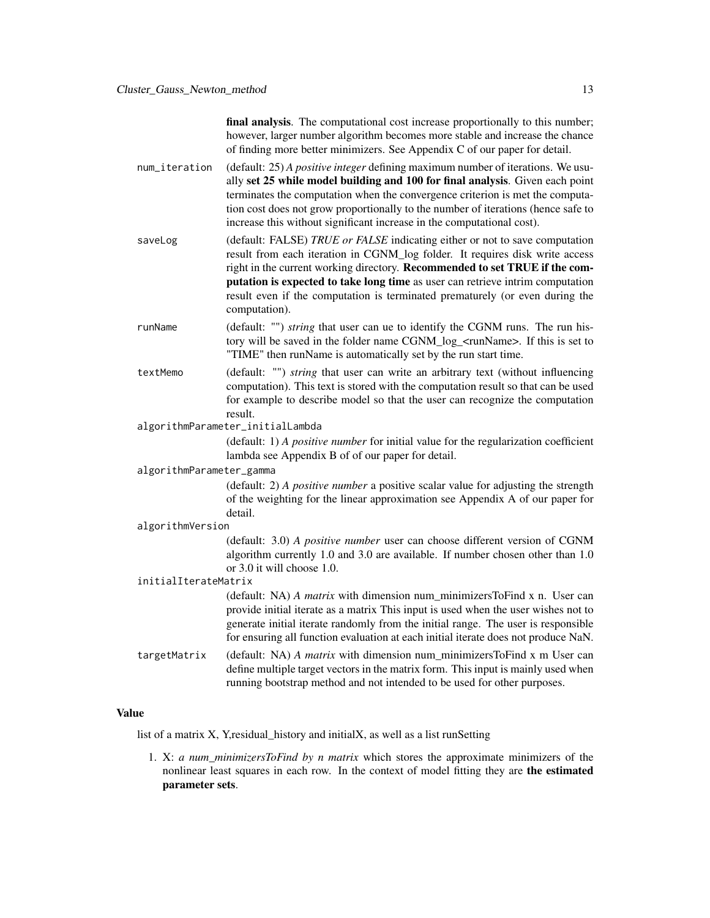**final analysis**. The computational cost increase proportionally to this number; however, larger number algorithm becomes more stable and increase the chance of finding more better minimizers. See Appendix C of our paper for detail.

num_iteration
: (default: 25) *A positive integer* defining maximum number of iterations. We usually **set 25 while model building and 100 for final analysis**. Given each point terminates the computation when the convergence criterion is met the computation cost does not grow proportionally to the number of iterations (hence safe to increase this without significant increase in the computational cost).

saveLog
: (default: FALSE) *TRUE or FALSE* indicating either or not to save computation result from each iteration in CGNM_log folder. It requires disk write access right in the current working directory. **Recommended to set TRUE if the computation is expected to take long time** as user can retrieve intrim computation result even if the computation is terminated prematurely (or even during the computation).

runName
: (default: "") *string* that user can ue to identify the CGNM runs. The run history will be saved in the folder name CGNM_log_<runName>. If this is set to "TIME" then runName is automatically set by the run start time.

textMemo
: (default: "") *string* that user can write an arbitrary text (without influencing computation). This text is stored with the computation result so that can be used for example to describe model so that the user can recognize the computation result.

algorithmParameter_initialLambda
: (default: 1) *A positive number* for initial value for the regularization coefficient lambda see Appendix B of of our paper for detail.

algorithmParameter_gamma
: (default: 2) *A positive number* a positive scalar value for adjusting the strength of the weighting for the linear approximation see Appendix A of our paper for detail.

algorithmVersion
: (default: 3.0) *A positive number* user can choose different version of CGNM algorithm currently 1.0 and 3.0 are available. If number chosen other than 1.0 or 3.0 it will choose 1.0.

initialIterateMatrix
: (default: NA) *A matrix* with dimension num_minimizersToFind x n. User can provide initial iterate as a matrix This input is used when the user wishes not to generate initial iterate randomly from the initial range. The user is responsible for ensuring all function evaluation at each initial iterate does not produce NaN.

targetMatrix
: (default: NA) *A matrix* with dimension num_minimizersToFind x m User can define multiple target vectors in the matrix form. This input is mainly used when running bootstrap method and not intended to be used for other purposes.

## Value

list of a matrix X, Y,residual_history and initialX, as well as a list runSetting

1. X: *a num_minimizersToFind by n matrix* which stores the approximate minimizers of the nonlinear least squares in each row. In the context of model fitting they are **the estimated parameter sets**.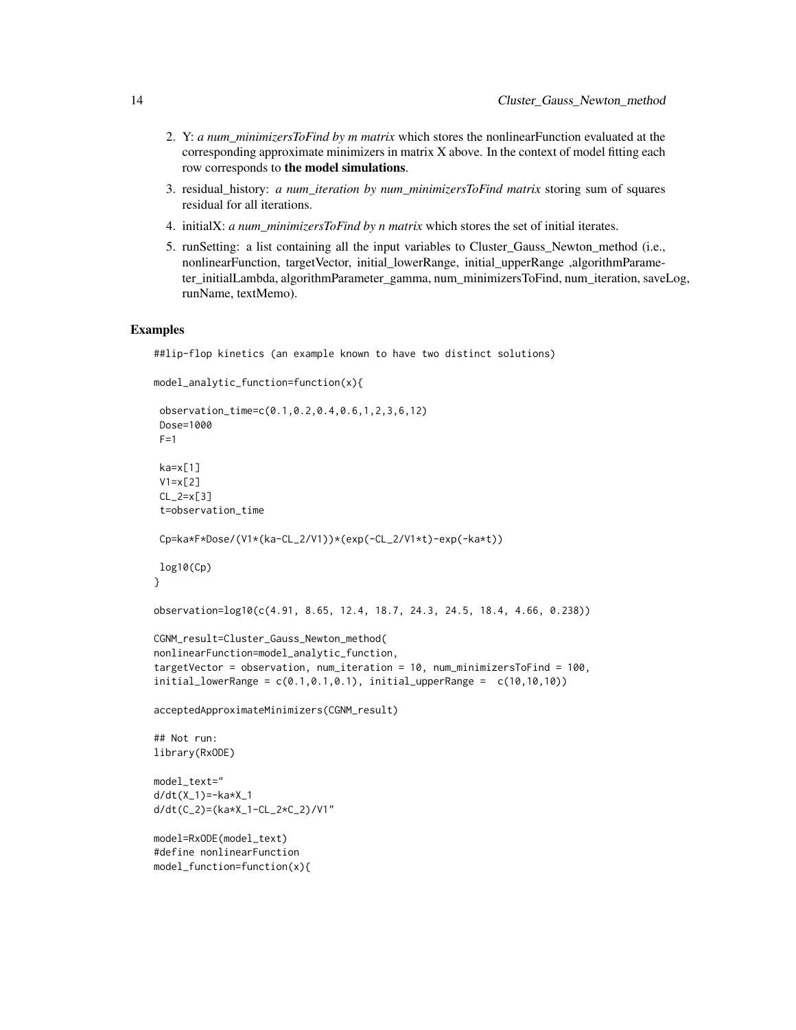2. Y: *a num_minimizersToFind by m matrix* which stores the nonlinearFunction evaluated at the corresponding approximate minimizers in matrix X above. In the context of model fitting each row corresponds to **the model simulations**.
3. residual_history: *a num_iteration by num_minimizersToFind matrix* storing sum of squares residual for all iterations.
4. initialX: *a num_minimizersToFind by n matrix* which stores the set of initial iterates.
5. runSetting: a list containing all the input variables to Cluster_Gauss_Newton_method (i.e., nonlinearFunction, targetVector, initial_lowerRange, initial_upperRange ,algorithmParameter_initialLambda, algorithmParameter_gamma, num_minimizersToFind, num_iteration, saveLog, runName, textMemo).

## Examples

```
##lip-flop kinetics (an example known to have two distinct solutions)

model_analytic_function=function(x){

 observation_time=c(0.1,0.2,0.4,0.6,1,2,3,6,12)
 Dose=1000
 F=1

 ka=x[1]
 V1=x[2]
 CL_2=x[3]
 t=observation_time

 Cp=ka*F*Dose/(V1*(ka-CL_2/V1))*(exp(-CL_2/V1*t)-exp(-ka*t))

 log10(Cp)
}

observation=log10(c(4.91, 8.65, 12.4, 18.7, 24.3, 24.5, 18.4, 4.66, 0.238))

CGNM_result=Cluster_Gauss_Newton_method(
nonlinearFunction=model_analytic_function,
targetVector = observation, num_iteration = 10, num_minimizersToFind = 100,
initial_lowerRange = c(0.1,0.1,0.1), initial_upperRange =  c(10,10,10))

acceptedApproximateMinimizers(CGNM_result)

## Not run:
library(RxODE)

model_text="
d/dt(X_1)=-ka*X_1
d/dt(C_2)=(ka*X_1-CL_2*C_2)/V1"

model=RxODE(model_text)
#define nonlinearFunction
model_function=function(x){
```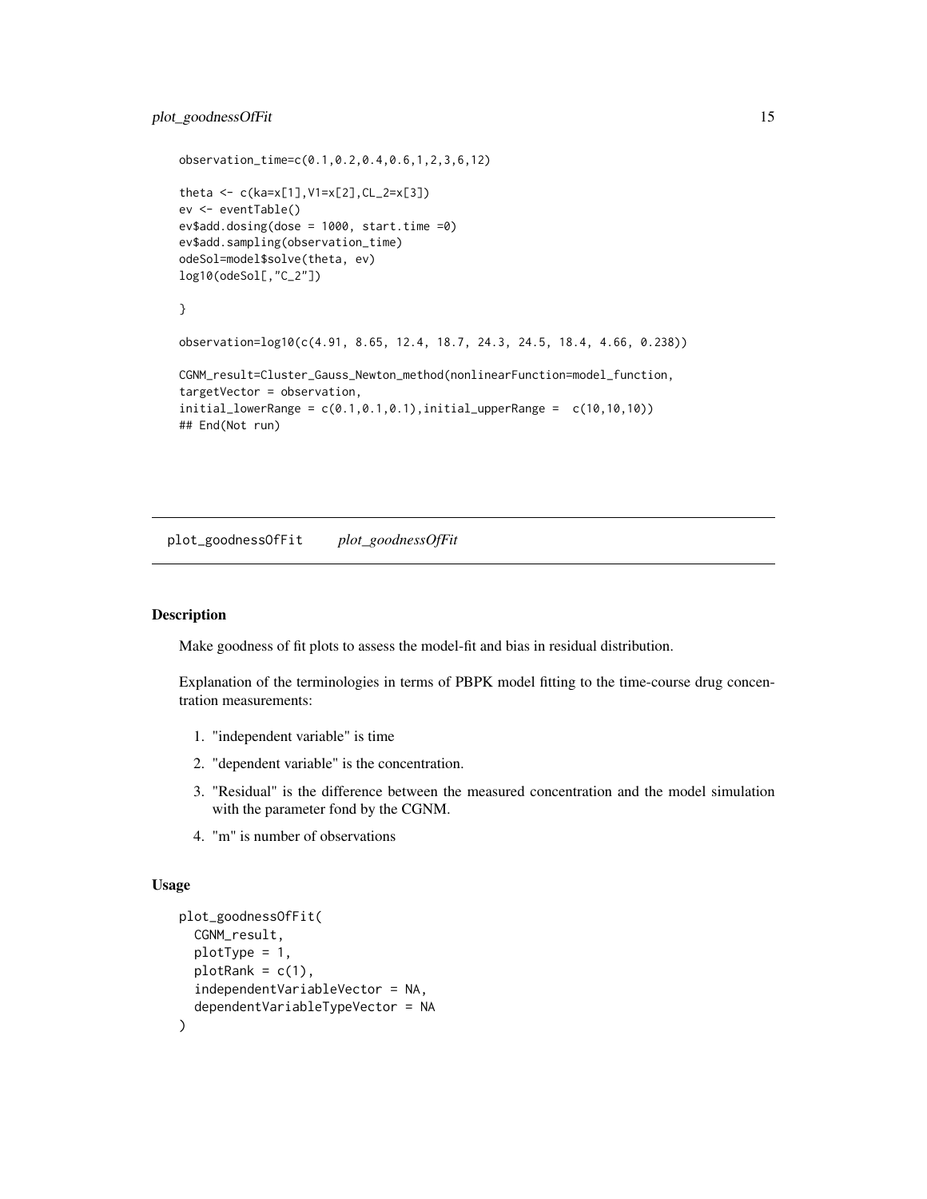```
observation_time=c(0.1,0.2,0.4,0.6,1,2,3,6,12)

theta <- c(ka=x[1],V1=x[2],CL_2=x[3])
ev <- eventTable()
ev$add.dosing(dose = 1000, start.time =0)
ev$add.sampling(observation_time)
odeSol=model$solve(theta, ev)
log10(odeSol[,"C_2"])

}

observation=log10(c(4.91, 8.65, 12.4, 18.7, 24.3, 24.5, 18.4, 4.66, 0.238))

CGNM_result=Cluster_Gauss_Newton_method(nonlinearFunction=model_function,
targetVector = observation,
initial_lowerRange = c(0.1,0.1,0.1),initial_upperRange =  c(10,10,10))
## End(Not run)
```

## plot_goodnessOfFit    *plot_goodnessOfFit*

### Description

Make goodness of fit plots to assess the model-fit and bias in residual distribution.

Explanation of the terminologies in terms of PBPK model fitting to the time-course drug concentration measurements:

1. "independent variable" is time
2. "dependent variable" is the concentration.
3. "Residual" is the difference between the measured concentration and the model simulation with the parameter fond by the CGNM.
4. "m" is number of observations

### Usage

```
plot_goodnessOfFit(
  CGNM_result,
  plotType = 1,
  plotRank = c(1),
  independentVariableVector = NA,
  dependentVariableTypeVector = NA
)
```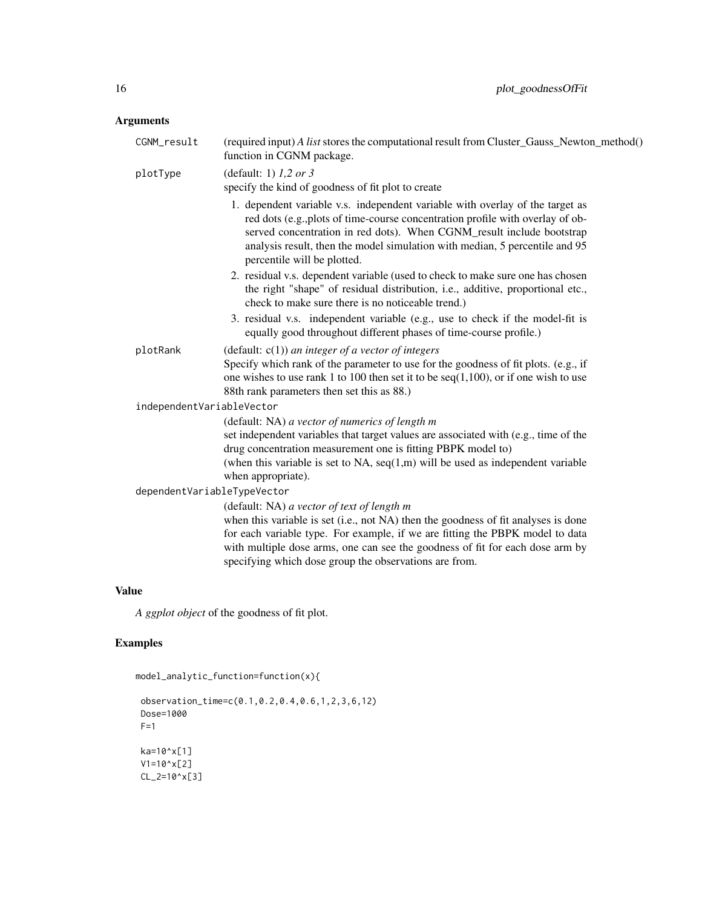## Arguments

`CGNM_result` (required input) *A list* stores the computational result from Cluster_Gauss_Newton_method() function in CGNM package.

`plotType` (default: 1) *1,2 or 3*
specify the kind of goodness of fit plot to create

1. dependent variable v.s. independent variable with overlay of the target as red dots (e.g.,plots of time-course concentration profile with overlay of observed concentration in red dots). When CGNM_result include bootstrap analysis result, then the model simulation with median, 5 percentile and 95 percentile will be plotted.
2. residual v.s. dependent variable (used to check to make sure one has chosen the right "shape" of residual distribution, i.e., additive, proportional etc., check to make sure there is no noticeable trend.)
3. residual v.s. independent variable (e.g., use to check if the model-fit is equally good throughout different phases of time-course profile.)

`plotRank` (default: c(1)) *an integer of a vector of integers*
Specify which rank of the parameter to use for the goodness of fit plots. (e.g., if one wishes to use rank 1 to 100 then set it to be seq(1,100), or if one wish to use 88th rank parameters then set this as 88.)

`independentVariableVector`
(default: NA) *a vector of numerics of length m*
set independent variables that target values are associated with (e.g., time of the drug concentration measurement one is fitting PBPK model to)
(when this variable is set to NA, seq(1,m) will be used as independent variable when appropriate).

`dependentVariableTypeVector`
(default: NA) *a vector of text of length m*
when this variable is set (i.e., not NA) then the goodness of fit analyses is done for each variable type. For example, if we are fitting the PBPK model to data with multiple dose arms, one can see the goodness of fit for each dose arm by specifying which dose group the observations are from.

## Value

*A ggplot object* of the goodness of fit plot.

## Examples

```
model_analytic_function=function(x){

 observation_time=c(0.1,0.2,0.4,0.6,1,2,3,6,12)
 Dose=1000
 F=1

 ka=10^x[1]
 V1=10^x[2]
 CL_2=10^x[3]
```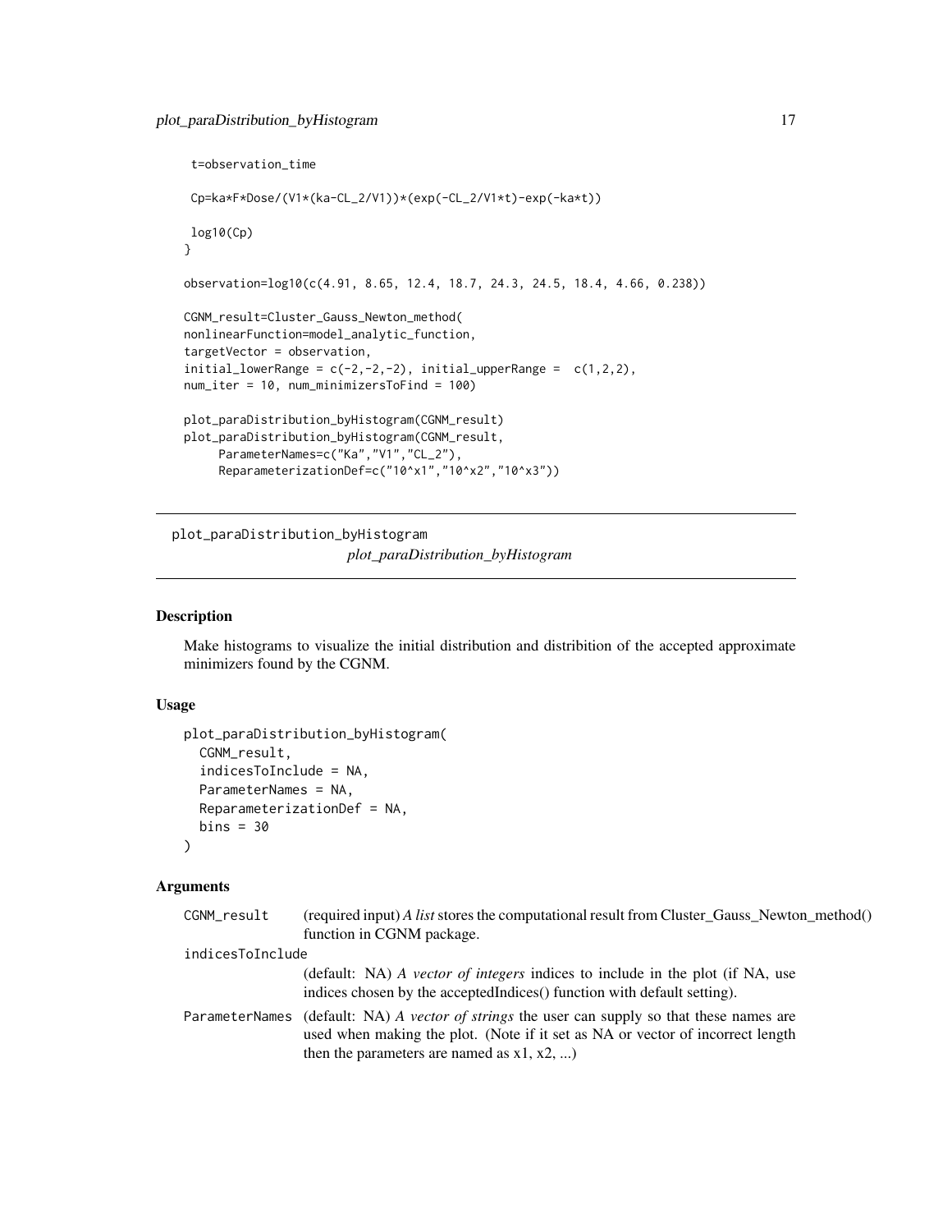```
 t=observation_time

 Cp=ka*F*Dose/(V1*(ka-CL_2/V1))*(exp(-CL_2/V1*t)-exp(-ka*t))

 log10(Cp)
}

observation=log10(c(4.91, 8.65, 12.4, 18.7, 24.3, 24.5, 18.4, 4.66, 0.238))

CGNM_result=Cluster_Gauss_Newton_method(
nonlinearFunction=model_analytic_function,
targetVector = observation,
initial_lowerRange = c(-2,-2,-2), initial_upperRange =  c(1,2,2),
num_iter = 10, num_minimizersToFind = 100)

plot_paraDistribution_byHistogram(CGNM_result)
plot_paraDistribution_byHistogram(CGNM_result,
     ParameterNames=c("Ka","V1","CL_2"),
     ReparameterizationDef=c("10^x1","10^x2","10^x3"))
```

---

# plot_paraDistribution_byHistogram

*plot_paraDistribution_byHistogram*

## Description

Make histograms to visualize the initial distribution and distribition of the accepted approximate minimizers found by the CGNM.

## Usage

```
plot_paraDistribution_byHistogram(
  CGNM_result,
  indicesToInclude = NA,
  ParameterNames = NA,
  ReparameterizationDef = NA,
  bins = 30
)
```

## Arguments

`CGNM_result` (required input) *A list* stores the computational result from Cluster_Gauss_Newton_method() function in CGNM package.

`indicesToInclude` (default: NA) *A vector of integers* indices to include in the plot (if NA, use indices chosen by the acceptedIndices() function with default setting).

`ParameterNames` (default: NA) *A vector of strings* the user can supply so that these names are used when making the plot. (Note if it set as NA or vector of incorrect length then the parameters are named as x1, x2, ...)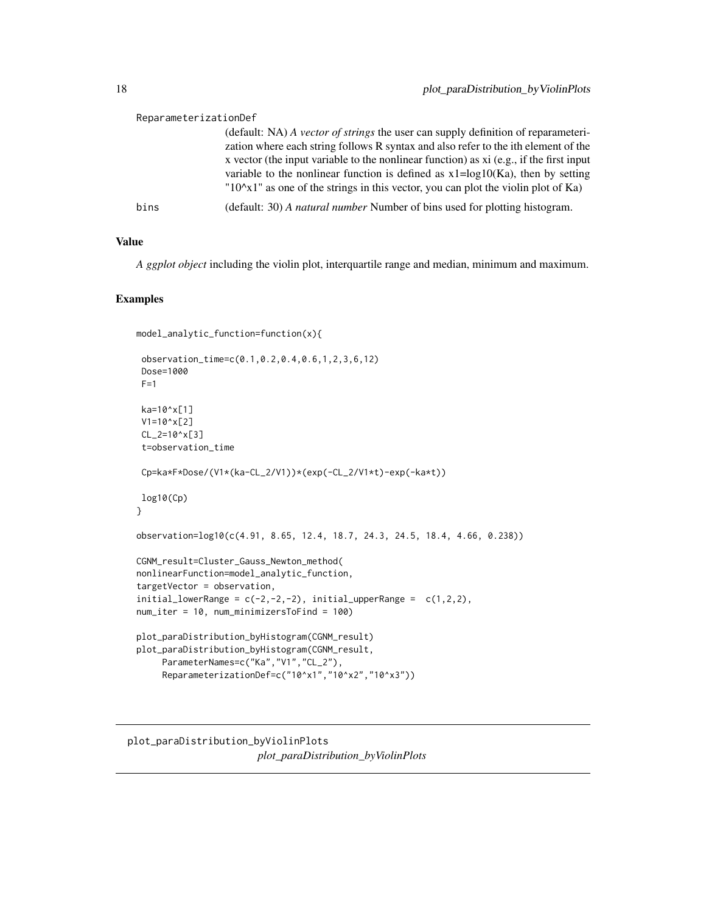ReparameterizationDef

(default: NA) *A vector of strings* the user can supply definition of reparameterization where each string follows R syntax and also refer to the ith element of the x vector (the input variable to the nonlinear function) as xi (e.g., if the first input variable to the nonlinear function is defined as x1=log10(Ka), then by setting "10^x1" as one of the strings in this vector, you can plot the violin plot of Ka)

bins

(default: 30) *A natural number* Number of bins used for plotting histogram.

## Value

*A ggplot object* including the violin plot, interquartile range and median, minimum and maximum.

## Examples

```
model_analytic_function=function(x){

 observation_time=c(0.1,0.2,0.4,0.6,1,2,3,6,12)
 Dose=1000
 F=1

 ka=10^x[1]
 V1=10^x[2]
 CL_2=10^x[3]
 t=observation_time

 Cp=ka*F*Dose/(V1*(ka-CL_2/V1))*(exp(-CL_2/V1*t)-exp(-ka*t))

 log10(Cp)
}

observation=log10(c(4.91, 8.65, 12.4, 18.7, 24.3, 24.5, 18.4, 4.66, 0.238))

CGNM_result=Cluster_Gauss_Newton_method(
nonlinearFunction=model_analytic_function,
targetVector = observation,
initial_lowerRange = c(-2,-2,-2), initial_upperRange =  c(1,2,2),
num_iter = 10, num_minimizersToFind = 100)

plot_paraDistribution_byHistogram(CGNM_result)
plot_paraDistribution_byHistogram(CGNM_result,
     ParameterNames=c("Ka","V1","CL_2"),
     ReparameterizationDef=c("10^x1","10^x2","10^x3"))
```

# plot_paraDistribution_byViolinPlots

*plot_paraDistribution_byViolinPlots*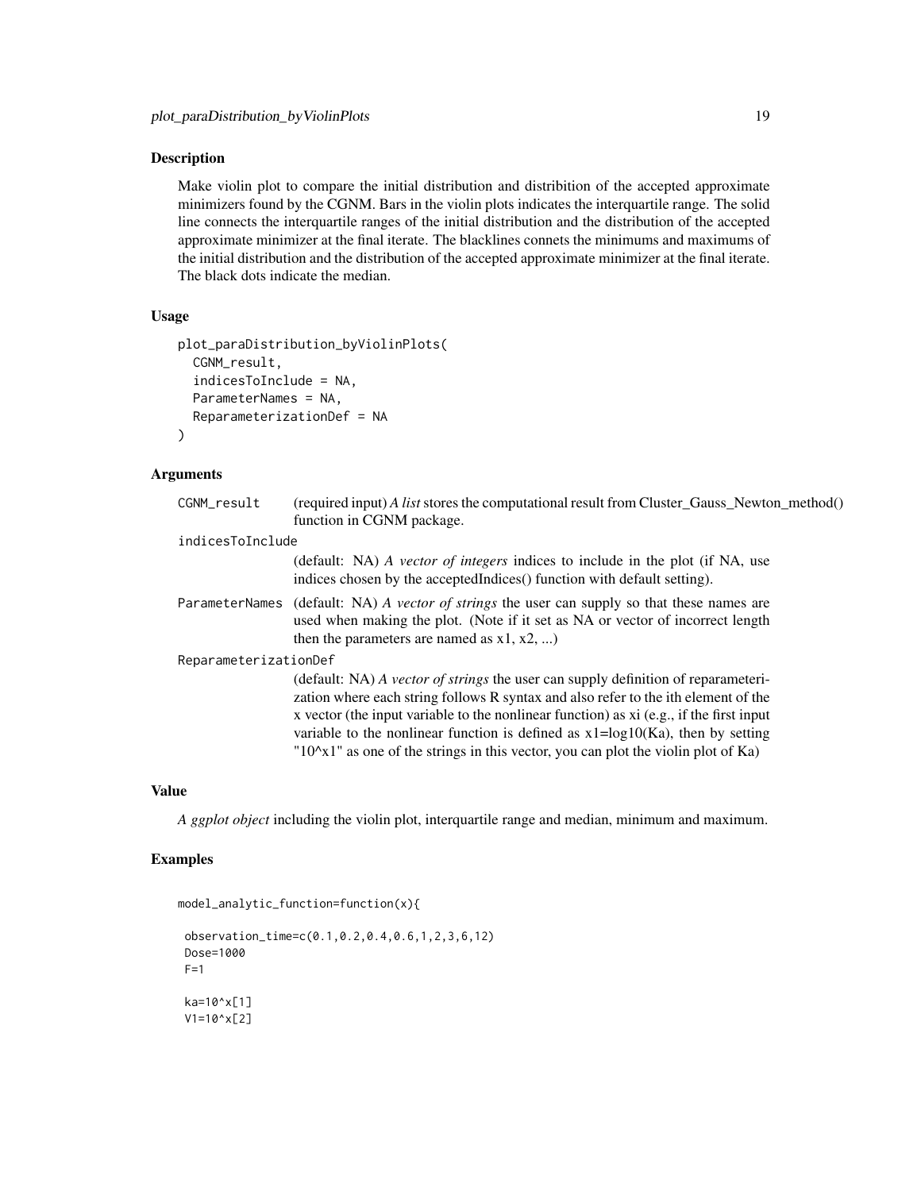## Description

Make violin plot to compare the initial distribution and distribition of the accepted approximate minimizers found by the CGNM. Bars in the violin plots indicates the interquartile range. The solid line connects the interquartile ranges of the initial distribution and the distribution of the accepted approximate minimizer at the final iterate. The blacklines connets the minimums and maximums of the initial distribution and the distribution of the accepted approximate minimizer at the final iterate. The black dots indicate the median.

## Usage

```
plot_paraDistribution_byViolinPlots(
  CGNM_result,
  indicesToInclude = NA,
  ParameterNames = NA,
  ReparameterizationDef = NA
)
```

## Arguments

`CGNM_result` (required input) *A list* stores the computational result from Cluster_Gauss_Newton_method() function in CGNM package.

`indicesToInclude` (default: NA) *A vector of integers* indices to include in the plot (if NA, use indices chosen by the acceptedIndices() function with default setting).

`ParameterNames` (default: NA) *A vector of strings* the user can supply so that these names are used when making the plot. (Note if it set as NA or vector of incorrect length then the parameters are named as x1, x2, ...)

`ReparameterizationDef` (default: NA) *A vector of strings* the user can supply definition of reparameterization where each string follows R syntax and also refer to the ith element of the x vector (the input variable to the nonlinear function) as xi (e.g., if the first input variable to the nonlinear function is defined as x1=log10(Ka), then by setting "10^x1" as one of the strings in this vector, you can plot the violin plot of Ka)

## Value

*A ggplot object* including the violin plot, interquartile range and median, minimum and maximum.

## Examples

```
model_analytic_function=function(x){

 observation_time=c(0.1,0.2,0.4,0.6,1,2,3,6,12)
 Dose=1000
 F=1

 ka=10^x[1]
 V1=10^x[2]
```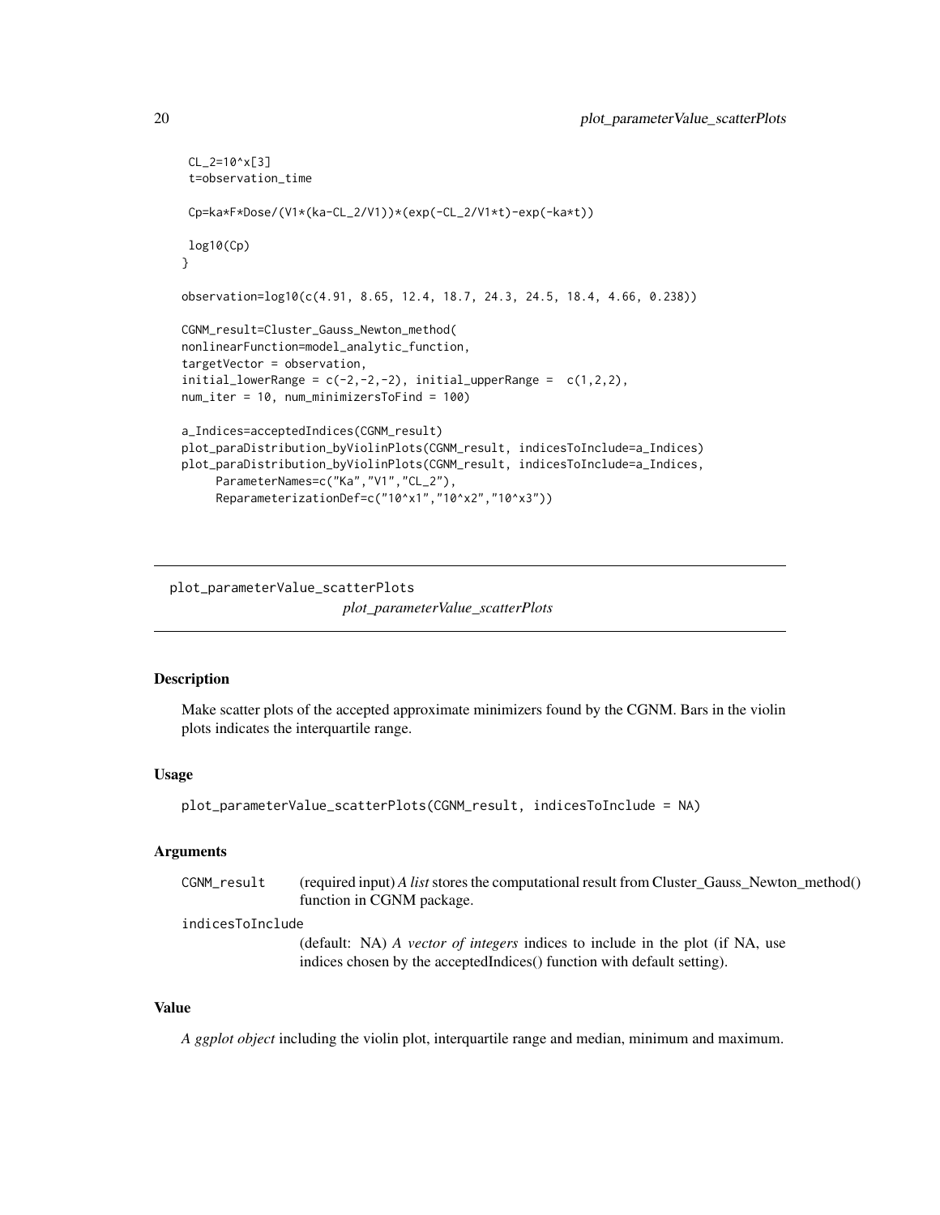```
 CL_2=10^x[3]
 t=observation_time

 Cp=ka*F*Dose/(V1*(ka-CL_2/V1))*(exp(-CL_2/V1*t)-exp(-ka*t))

 log10(Cp)
}

observation=log10(c(4.91, 8.65, 12.4, 18.7, 24.3, 24.5, 18.4, 4.66, 0.238))

CGNM_result=Cluster_Gauss_Newton_method(
nonlinearFunction=model_analytic_function,
targetVector = observation,
initial_lowerRange = c(-2,-2,-2), initial_upperRange =  c(1,2,2),
num_iter = 10, num_minimizersToFind = 100)

a_Indices=acceptedIndices(CGNM_result)
plot_paraDistribution_byViolinPlots(CGNM_result, indicesToInclude=a_Indices)
plot_paraDistribution_byViolinPlots(CGNM_result, indicesToInclude=a_Indices,
     ParameterNames=c("Ka","V1","CL_2"),
     ReparameterizationDef=c("10^x1","10^x2","10^x3"))
```

---

## plot_parameterValue_scatterPlots

*plot_parameterValue_scatterPlots*

---

### Description

Make scatter plots of the accepted approximate minimizers found by the CGNM. Bars in the violin plots indicates the interquartile range.

### Usage

```
plot_parameterValue_scatterPlots(CGNM_result, indicesToInclude = NA)
```

### Arguments

| | |
|---|---|
| CGNM_result | (required input) *A list* stores the computational result from Cluster_Gauss_Newton_method() function in CGNM package. |
| indicesToInclude | (default: NA) *A vector of integers* indices to include in the plot (if NA, use indices chosen by the acceptedIndices() function with default setting). |

### Value

*A ggplot object* including the violin plot, interquartile range and median, minimum and maximum.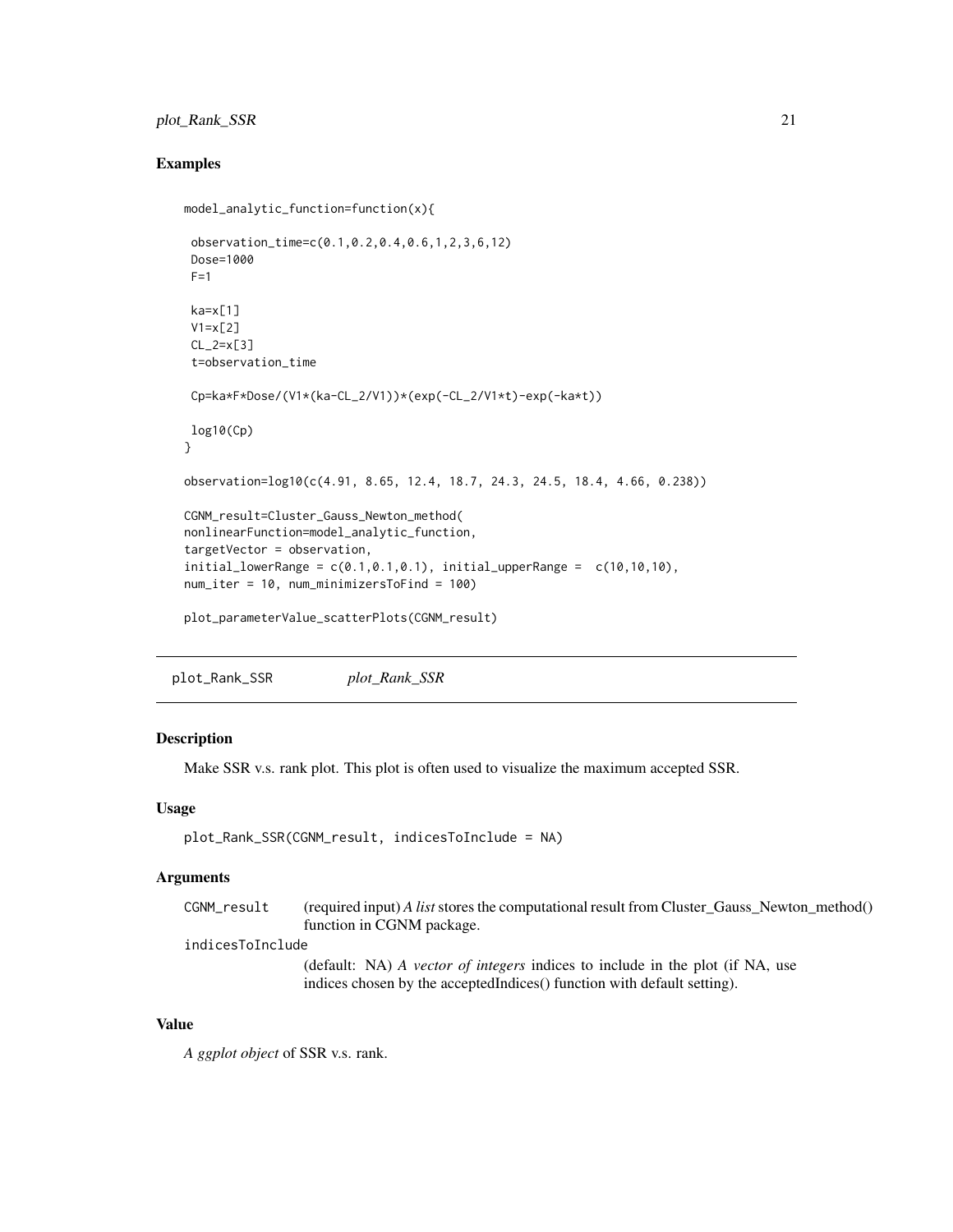## Examples

```
model_analytic_function=function(x){

 observation_time=c(0.1,0.2,0.4,0.6,1,2,3,6,12)
 Dose=1000
 F=1

 ka=x[1]
 V1=x[2]
 CL_2=x[3]
 t=observation_time

 Cp=ka*F*Dose/(V1*(ka-CL_2/V1))*(exp(-CL_2/V1*t)-exp(-ka*t))

 log10(Cp)
}

observation=log10(c(4.91, 8.65, 12.4, 18.7, 24.3, 24.5, 18.4, 4.66, 0.238))

CGNM_result=Cluster_Gauss_Newton_method(
nonlinearFunction=model_analytic_function,
targetVector = observation,
initial_lowerRange = c(0.1,0.1,0.1), initial_upperRange =  c(10,10,10),
num_iter = 10, num_minimizersToFind = 100)

plot_parameterValue_scatterPlots(CGNM_result)
```

# plot_Rank_SSR    *plot_Rank_SSR*

## Description

Make SSR v.s. rank plot. This plot is often used to visualize the maximum accepted SSR.

## Usage

```
plot_Rank_SSR(CGNM_result, indicesToInclude = NA)
```

## Arguments

`CGNM_result` (required input) *A list* stores the computational result from Cluster_Gauss_Newton_method() function in CGNM package.

`indicesToInclude` (default: NA) *A vector of integers* indices to include in the plot (if NA, use indices chosen by the acceptedIndices() function with default setting).

## Value

*A ggplot object* of SSR v.s. rank.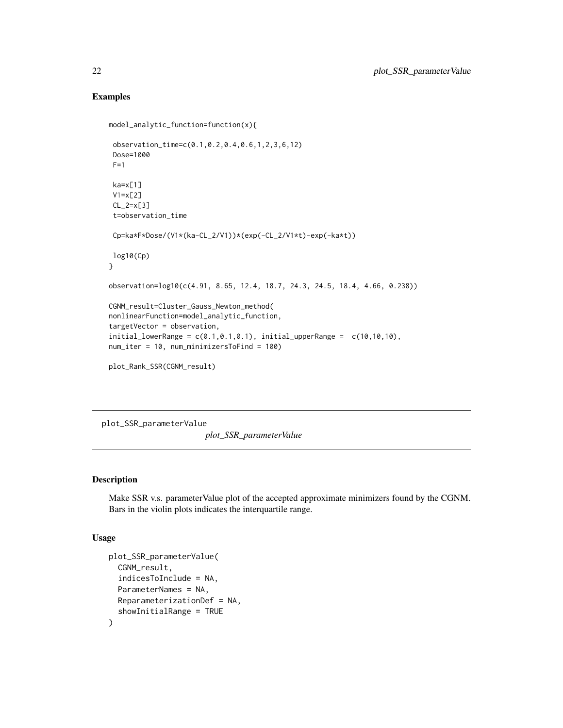## Examples

```
model_analytic_function=function(x){

 observation_time=c(0.1,0.2,0.4,0.6,1,2,3,6,12)
 Dose=1000
 F=1

 ka=x[1]
 V1=x[2]
 CL_2=x[3]
 t=observation_time

 Cp=ka*F*Dose/(V1*(ka-CL_2/V1))*(exp(-CL_2/V1*t)-exp(-ka*t))

 log10(Cp)
}

observation=log10(c(4.91, 8.65, 12.4, 18.7, 24.3, 24.5, 18.4, 4.66, 0.238))

CGNM_result=Cluster_Gauss_Newton_method(
nonlinearFunction=model_analytic_function,
targetVector = observation,
initial_lowerRange = c(0.1,0.1,0.1), initial_upperRange =  c(10,10,10),
num_iter = 10, num_minimizersToFind = 100)

plot_Rank_SSR(CGNM_result)
```

---

# plot_SSR_parameterValue

*plot_SSR_parameterValue*

---

## Description

Make SSR v.s. parameterValue plot of the accepted approximate minimizers found by the CGNM. Bars in the violin plots indicates the interquartile range.

## Usage

```
plot_SSR_parameterValue(
  CGNM_result,
  indicesToInclude = NA,
  ParameterNames = NA,
  ReparameterizationDef = NA,
  showInitialRange = TRUE
)
```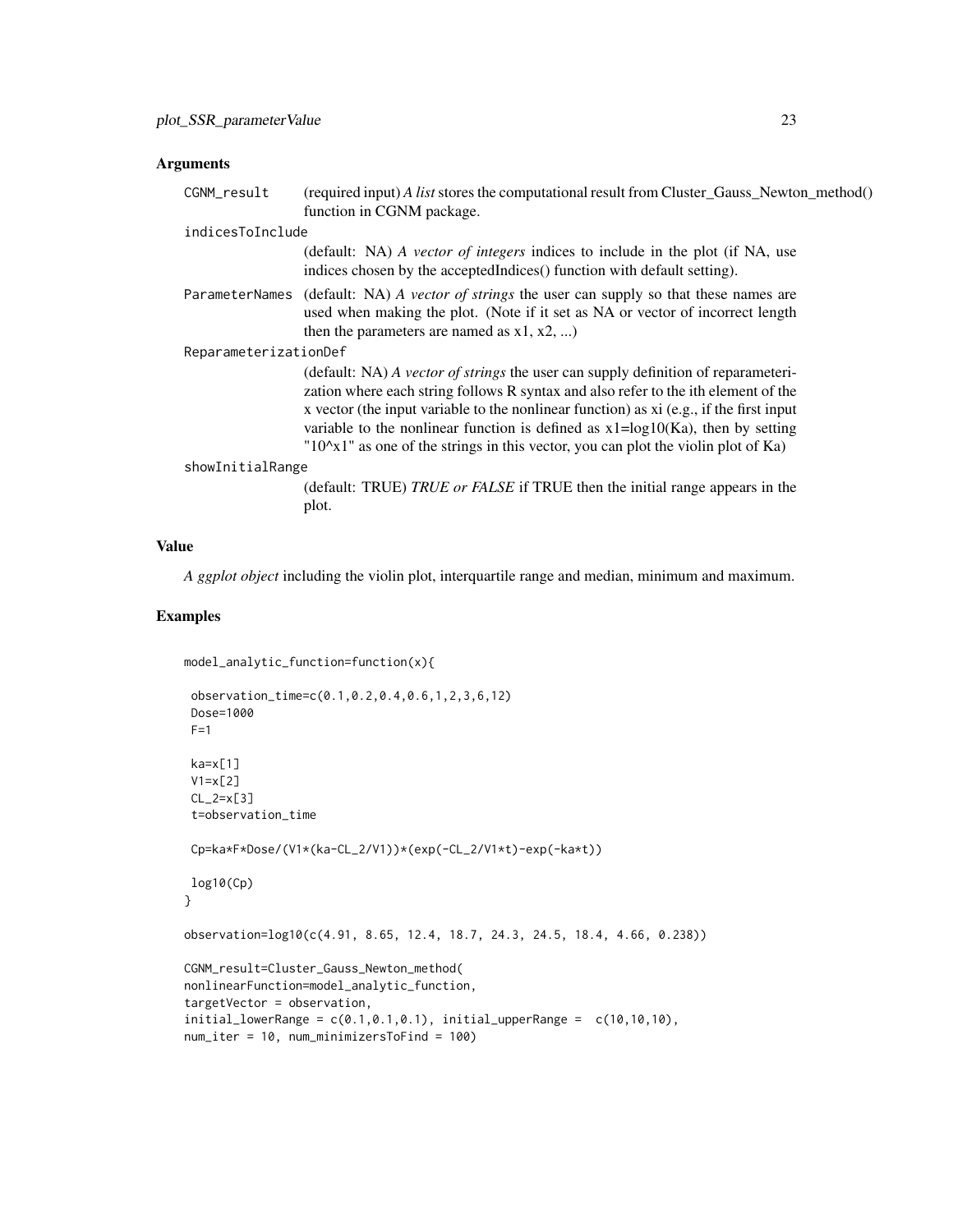### Arguments

- `CGNM_result` (required input) *A list* stores the computational result from Cluster_Gauss_Newton_method() function in CGNM package.
- `indicesToInclude` (default: NA) *A vector of integers* indices to include in the plot (if NA, use indices chosen by the acceptedIndices() function with default setting).
- `ParameterNames` (default: NA) *A vector of strings* the user can supply so that these names are used when making the plot. (Note if it set as NA or vector of incorrect length then the parameters are named as x1, x2, ...)
- `ReparameterizationDef` (default: NA) *A vector of strings* the user can supply definition of reparameterization where each string follows R syntax and also refer to the ith element of the x vector (the input variable to the nonlinear function) as xi (e.g., if the first input variable to the nonlinear function is defined as x1=log10(Ka), then by setting "10^x1" as one of the strings in this vector, you can plot the violin plot of Ka)
- `showInitialRange` (default: TRUE) *TRUE or FALSE* if TRUE then the initial range appears in the plot.

### Value

*A ggplot object* including the violin plot, interquartile range and median, minimum and maximum.

### Examples

```
model_analytic_function=function(x){

 observation_time=c(0.1,0.2,0.4,0.6,1,2,3,6,12)
 Dose=1000
 F=1

 ka=x[1]
 V1=x[2]
 CL_2=x[3]
 t=observation_time

 Cp=ka*F*Dose/(V1*(ka-CL_2/V1))*(exp(-CL_2/V1*t)-exp(-ka*t))

 log10(Cp)
}

observation=log10(c(4.91, 8.65, 12.4, 18.7, 24.3, 24.5, 18.4, 4.66, 0.238))

CGNM_result=Cluster_Gauss_Newton_method(
nonlinearFunction=model_analytic_function,
targetVector = observation,
initial_lowerRange = c(0.1,0.1,0.1), initial_upperRange =  c(10,10,10),
num_iter = 10, num_minimizersToFind = 100)
```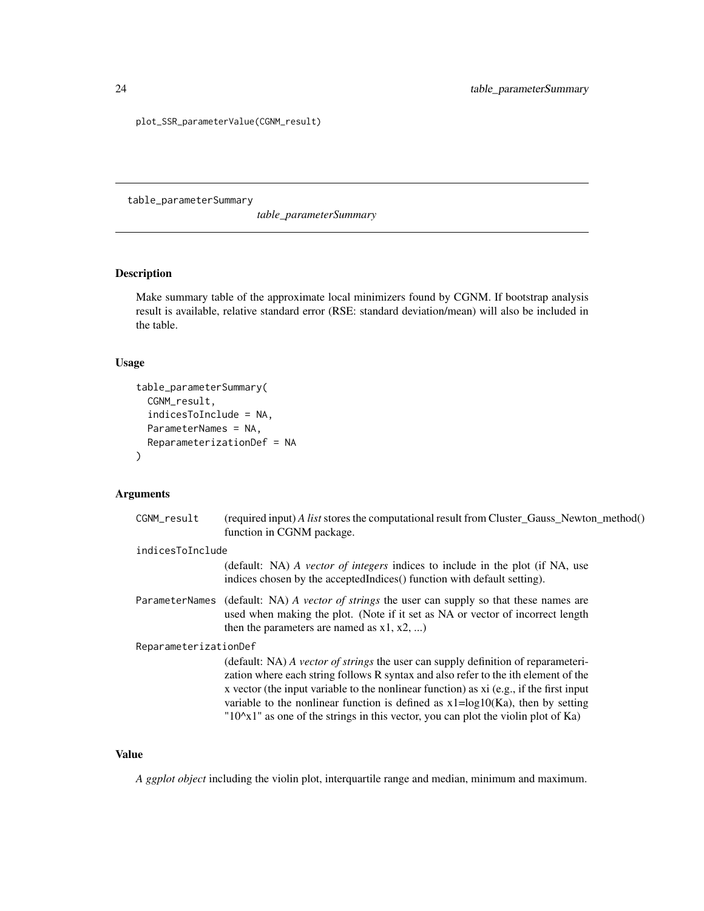```
plot_SSR_parameterValue(CGNM_result)
```

---

## table_parameterSummary

*table_parameterSummary*

### Description

Make summary table of the approximate local minimizers found by CGNM. If bootstrap analysis result is available, relative standard error (RSE: standard deviation/mean) will also be included in the table.

### Usage

```
table_parameterSummary(
  CGNM_result,
  indicesToInclude = NA,
  ParameterNames = NA,
  ReparameterizationDef = NA
)
```

### Arguments

`CGNM_result` (required input) *A list* stores the computational result from Cluster_Gauss_Newton_method() function in CGNM package.

`indicesToInclude` (default: NA) *A vector of integers* indices to include in the plot (if NA, use indices chosen by the acceptedIndices() function with default setting).

`ParameterNames` (default: NA) *A vector of strings* the user can supply so that these names are used when making the plot. (Note if it set as NA or vector of incorrect length then the parameters are named as x1, x2, ...)

`ReparameterizationDef` (default: NA) *A vector of strings* the user can supply definition of reparameterization where each string follows R syntax and also refer to the ith element of the x vector (the input variable to the nonlinear function) as xi (e.g., if the first input variable to the nonlinear function is defined as x1=log10(Ka), then by setting "10^x1" as one of the strings in this vector, you can plot the violin plot of Ka)

### Value

*A ggplot object* including the violin plot, interquartile range and median, minimum and maximum.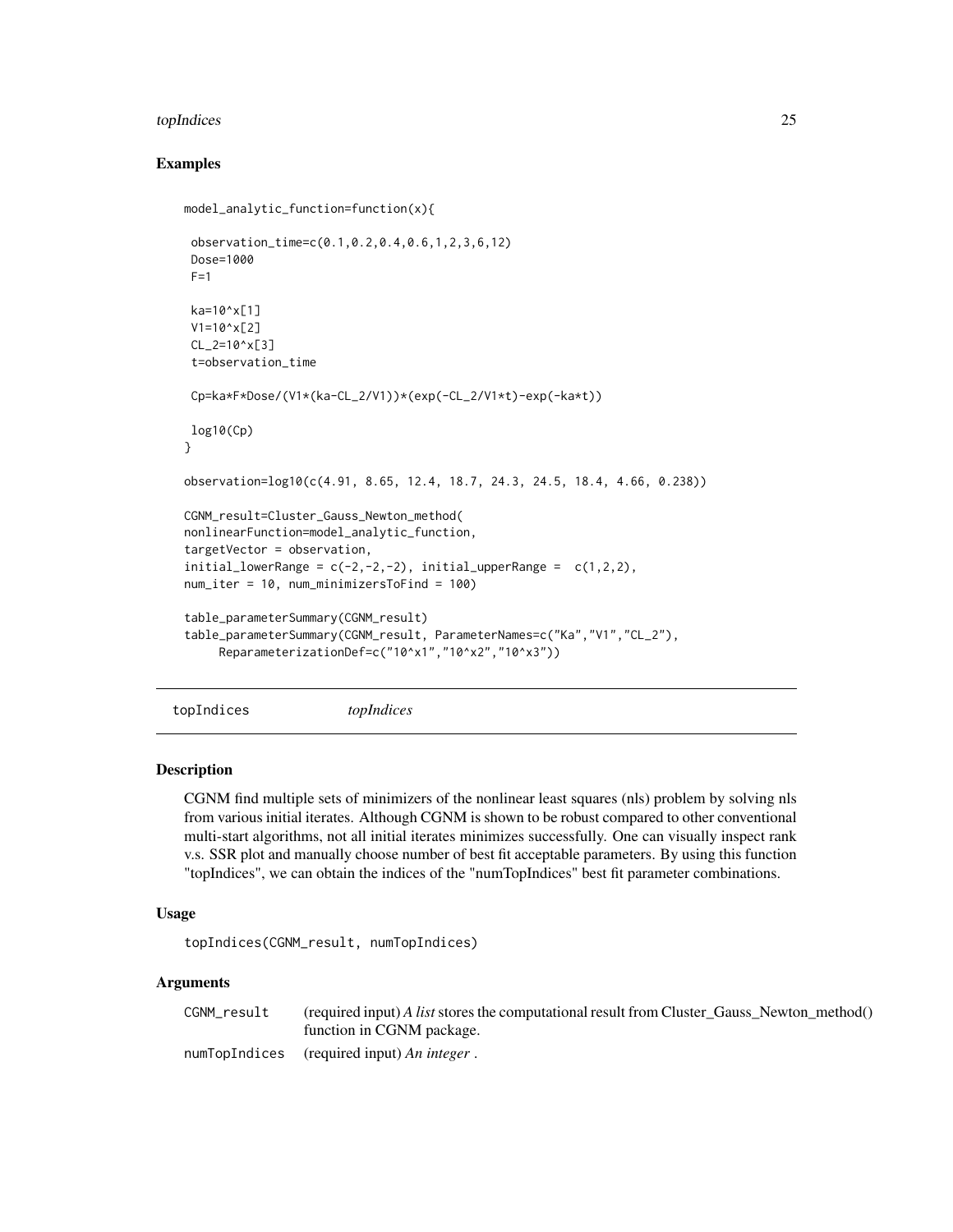## Examples

```
model_analytic_function=function(x){

 observation_time=c(0.1,0.2,0.4,0.6,1,2,3,6,12)
 Dose=1000
 F=1

 ka=10^x[1]
 V1=10^x[2]
 CL_2=10^x[3]
 t=observation_time

 Cp=ka*F*Dose/(V1*(ka-CL_2/V1))*(exp(-CL_2/V1*t)-exp(-ka*t))

 log10(Cp)
}

observation=log10(c(4.91, 8.65, 12.4, 18.7, 24.3, 24.5, 18.4, 4.66, 0.238))

CGNM_result=Cluster_Gauss_Newton_method(
nonlinearFunction=model_analytic_function,
targetVector = observation,
initial_lowerRange = c(-2,-2,-2), initial_upperRange =  c(1,2,2),
num_iter = 10, num_minimizersToFind = 100)

table_parameterSummary(CGNM_result)
table_parameterSummary(CGNM_result, ParameterNames=c("Ka","V1","CL_2"),
     ReparameterizationDef=c("10^x1","10^x2","10^x3"))
```

---

# topIndices *topIndices*

## Description

CGNM find multiple sets of minimizers of the nonlinear least squares (nls) problem by solving nls from various initial iterates. Although CGNM is shown to be robust compared to other conventional multi-start algorithms, not all initial iterates minimizes successfully. One can visually inspect rank v.s. SSR plot and manually choose number of best fit acceptable parameters. By using this function "topIndices", we can obtain the indices of the "numTopIndices" best fit parameter combinations.

## Usage

```
topIndices(CGNM_result, numTopIndices)
```

## Arguments

| | |
|---|---|
| CGNM_result | (required input) *A list* stores the computational result from Cluster_Gauss_Newton_method() function in CGNM package. |
| numTopIndices | (required input) *An integer* . |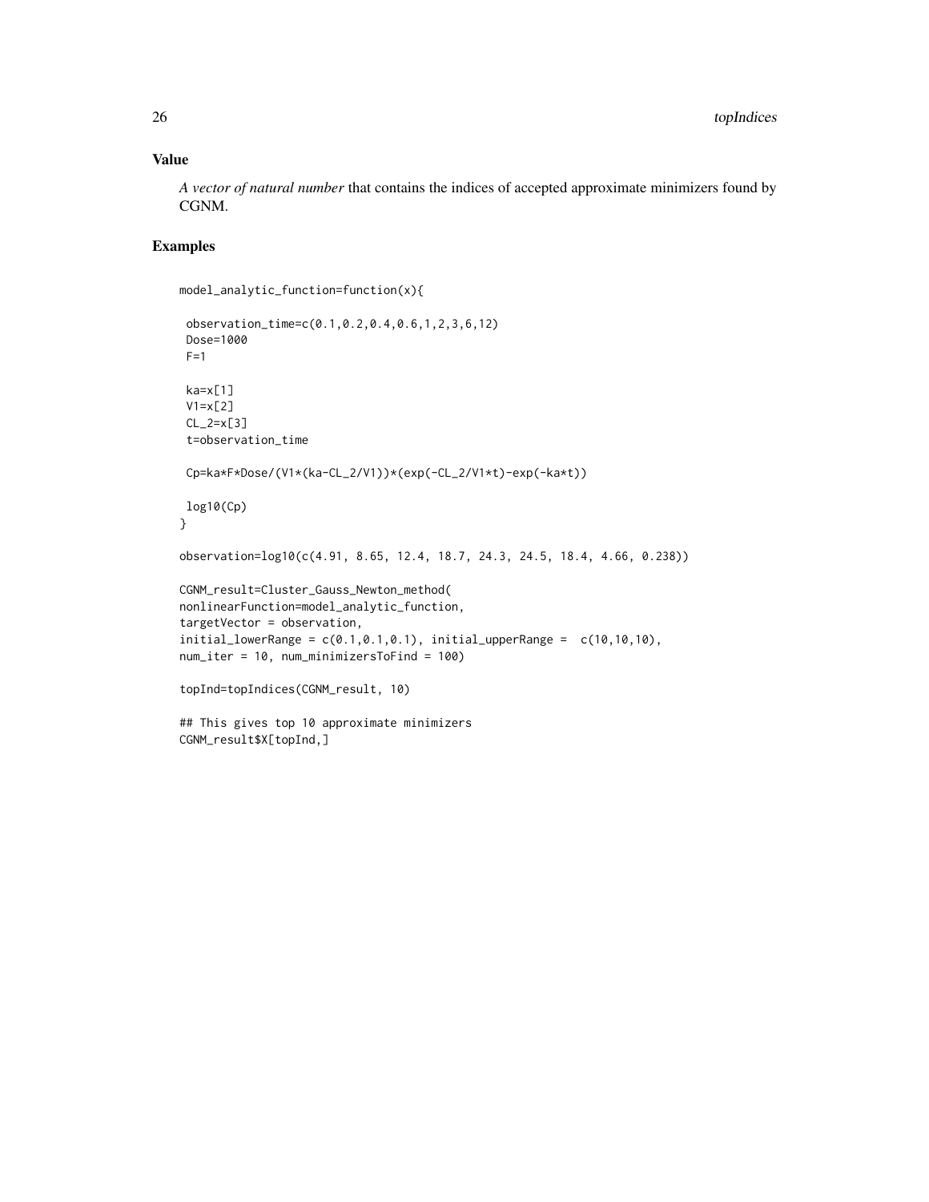### Value

*A vector of natural number* that contains the indices of accepted approximate minimizers found by CGNM.

### Examples

```
model_analytic_function=function(x){

 observation_time=c(0.1,0.2,0.4,0.6,1,2,3,6,12)
 Dose=1000
 F=1

 ka=x[1]
 V1=x[2]
 CL_2=x[3]
 t=observation_time

 Cp=ka*F*Dose/(V1*(ka-CL_2/V1))*(exp(-CL_2/V1*t)-exp(-ka*t))

 log10(Cp)
}

observation=log10(c(4.91, 8.65, 12.4, 18.7, 24.3, 24.5, 18.4, 4.66, 0.238))

CGNM_result=Cluster_Gauss_Newton_method(
nonlinearFunction=model_analytic_function,
targetVector = observation,
initial_lowerRange = c(0.1,0.1,0.1), initial_upperRange =  c(10,10,10),
num_iter = 10, num_minimizersToFind = 100)

topInd=topIndices(CGNM_result, 10)

## This gives top 10 approximate minimizers
CGNM_result$X[topInd,]
```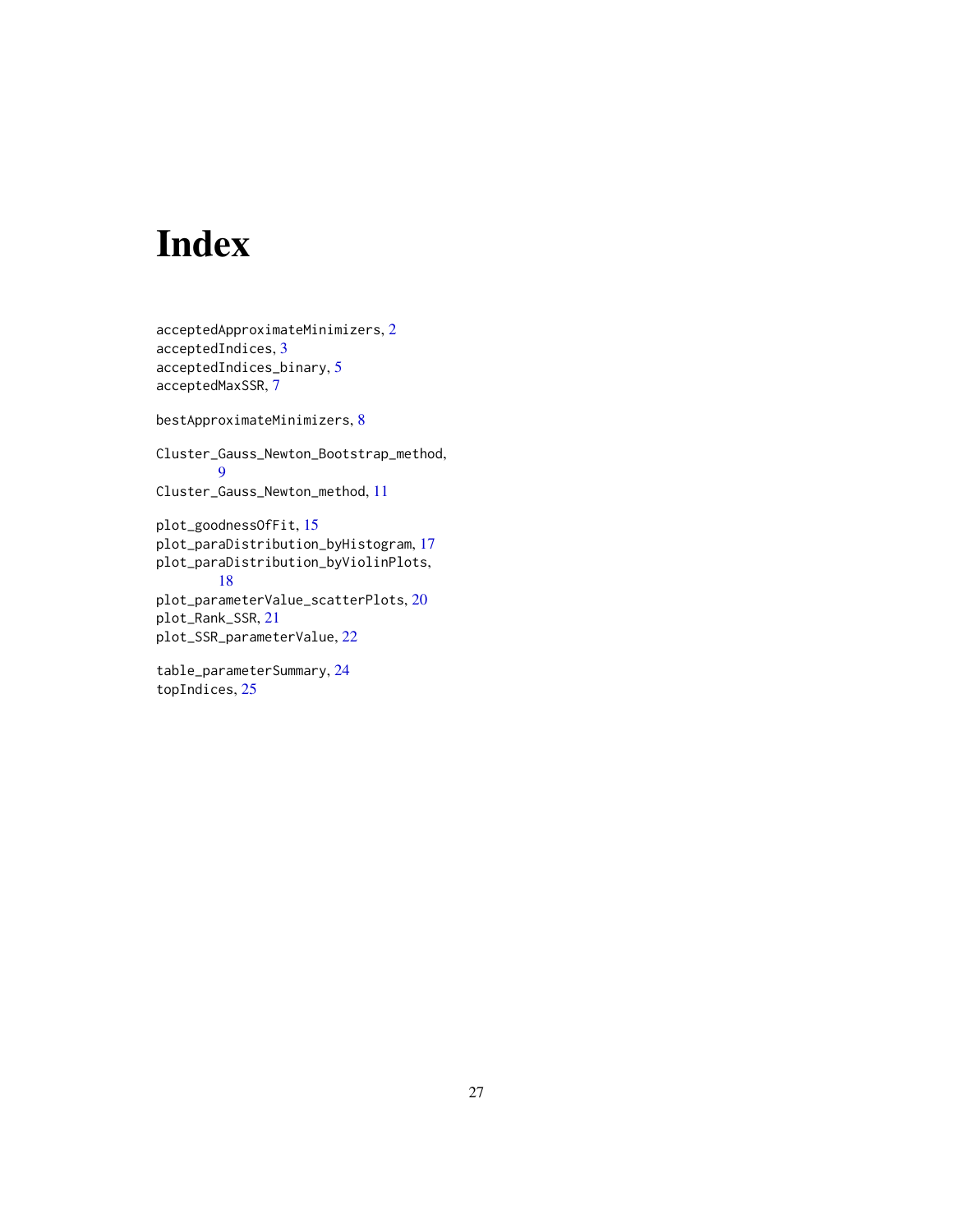# Index

acceptedApproximateMinimizers, 2
acceptedIndices, 3
acceptedIndices_binary, 5
acceptedMaxSSR, 7

bestApproximateMinimizers, 8

Cluster_Gauss_Newton_Bootstrap_method, 9
Cluster_Gauss_Newton_method, 11

plot_goodnessOfFit, 15
plot_paraDistribution_byHistogram, 17
plot_paraDistribution_byViolinPlots, 18
plot_parameterValue_scatterPlots, 20
plot_Rank_SSR, 21
plot_SSR_parameterValue, 22

table_parameterSummary, 24
topIndices, 25